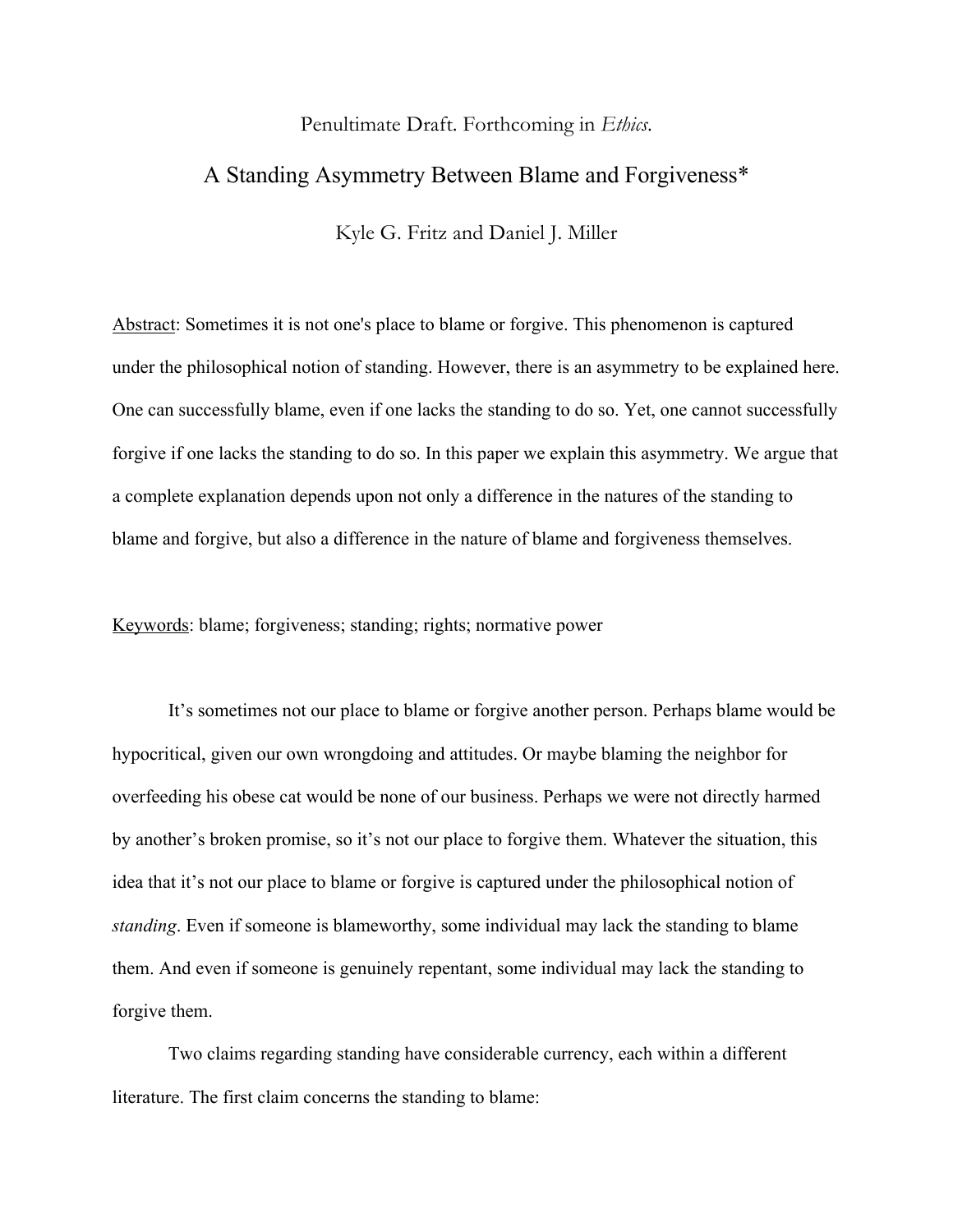Penultimate Draft. Forthcoming in *Ethics*.

# A Standing Asymmetry Between Blame and Forgiveness*

Kyle G. Fritz and Daniel J. Miller

Abstract: Sometimes it is not one's place to blame or forgive. This phenomenon is captured under the philosophical notion of standing. However, there is an asymmetry to be explained here. One can successfully blame, even if one lacks the standing to do so. Yet, one cannot successfully forgive if one lacks the standing to do so. In this paper we explain this asymmetry. We argue that a complete explanation depends upon not only a difference in the natures of the standing to blame and forgive, but also a difference in the nature of blame and forgiveness themselves.

Keywords: blame; forgiveness; standing; rights; normative power

It's sometimes not our place to blame or forgive another person. Perhaps blame would be hypocritical, given our own wrongdoing and attitudes. Or maybe blaming the neighbor for overfeeding his obese cat would be none of our business. Perhaps we were not directly harmed by another's broken promise, so it's not our place to forgive them. Whatever the situation, this idea that it's not our place to blame or forgive is captured under the philosophical notion of *standing*. Even if someone is blameworthy, some individual may lack the standing to blame them. And even if someone is genuinely repentant, some individual may lack the standing to forgive them.

Two claims regarding standing have considerable currency, each within a different literature. The first claim concerns the standing to blame: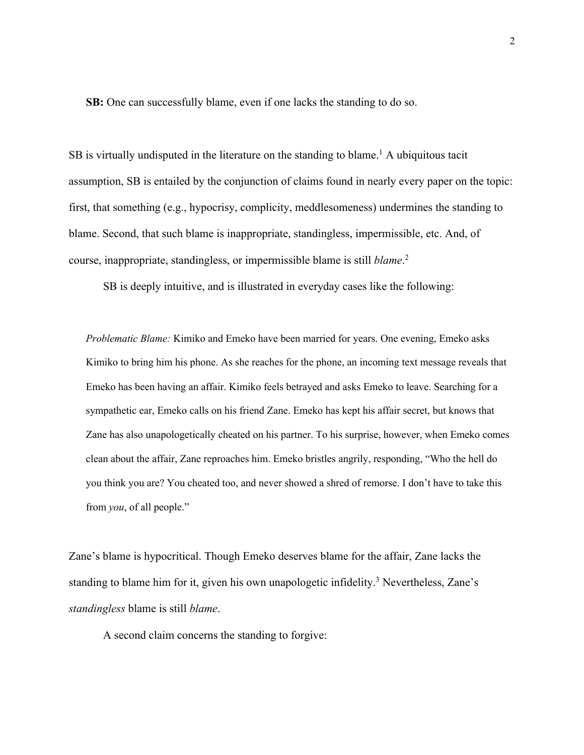**SB:** One can successfully blame, even if one lacks the standing to do so.

SB is virtually undisputed in the literature on the standing to blame.[1] A ubiquitous tacit assumption, SB is entailed by the conjunction of claims found in nearly every paper on the topic: first, that something (e.g., hypocrisy, complicity, meddlesomeness) undermines the standing to blame. Second, that such blame is inappropriate, standingless, impermissible, etc. And, of course, inappropriate, standingless, or impermissible blame is still *blame*.[2]

SB is deeply intuitive, and is illustrated in everyday cases like the following:

> *Problematic Blame:* Kimiko and Emeko have been married for years. One evening, Emeko asks Kimiko to bring him his phone. As she reaches for the phone, an incoming text message reveals that Emeko has been having an affair. Kimiko feels betrayed and asks Emeko to leave. Searching for a sympathetic ear, Emeko calls on his friend Zane. Emeko has kept his affair secret, but knows that Zane has also unapologetically cheated on his partner. To his surprise, however, when Emeko comes clean about the affair, Zane reproaches him. Emeko bristles angrily, responding, "Who the hell do you think you are? You cheated too, and never showed a shred of remorse. I don't have to take this from *you*, of all people."

Zane's blame is hypocritical. Though Emeko deserves blame for the affair, Zane lacks the standing to blame him for it, given his own unapologetic infidelity.[3] Nevertheless, Zane's *standingless* blame is still *blame*.

A second claim concerns the standing to forgive: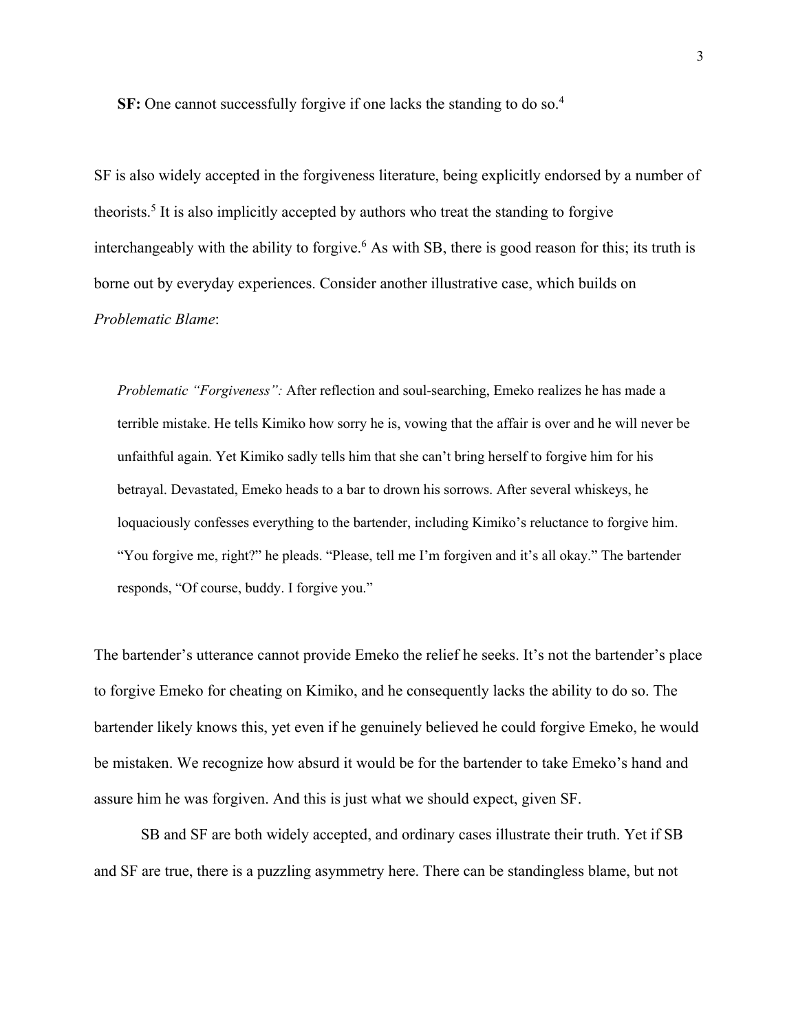**SF:** One cannot successfully forgive if one lacks the standing to do so.[4]

SF is also widely accepted in the forgiveness literature, being explicitly endorsed by a number of theorists.[5] It is also implicitly accepted by authors who treat the standing to forgive interchangeably with the ability to forgive.[6] As with SB, there is good reason for this; its truth is borne out by everyday experiences. Consider another illustrative case, which builds on *Problematic Blame*:

> *Problematic "Forgiveness":* After reflection and soul-searching, Emeko realizes he has made a terrible mistake. He tells Kimiko how sorry he is, vowing that the affair is over and he will never be unfaithful again. Yet Kimiko sadly tells him that she can't bring herself to forgive him for his betrayal. Devastated, Emeko heads to a bar to drown his sorrows. After several whiskeys, he loquaciously confesses everything to the bartender, including Kimiko's reluctance to forgive him. "You forgive me, right?" he pleads. "Please, tell me I'm forgiven and it's all okay." The bartender responds, "Of course, buddy. I forgive you."

The bartender's utterance cannot provide Emeko the relief he seeks. It's not the bartender's place to forgive Emeko for cheating on Kimiko, and he consequently lacks the ability to do so. The bartender likely knows this, yet even if he genuinely believed he could forgive Emeko, he would be mistaken. We recognize how absurd it would be for the bartender to take Emeko's hand and assure him he was forgiven. And this is just what we should expect, given SF.

SB and SF are both widely accepted, and ordinary cases illustrate their truth. Yet if SB and SF are true, there is a puzzling asymmetry here. There can be standingless blame, but not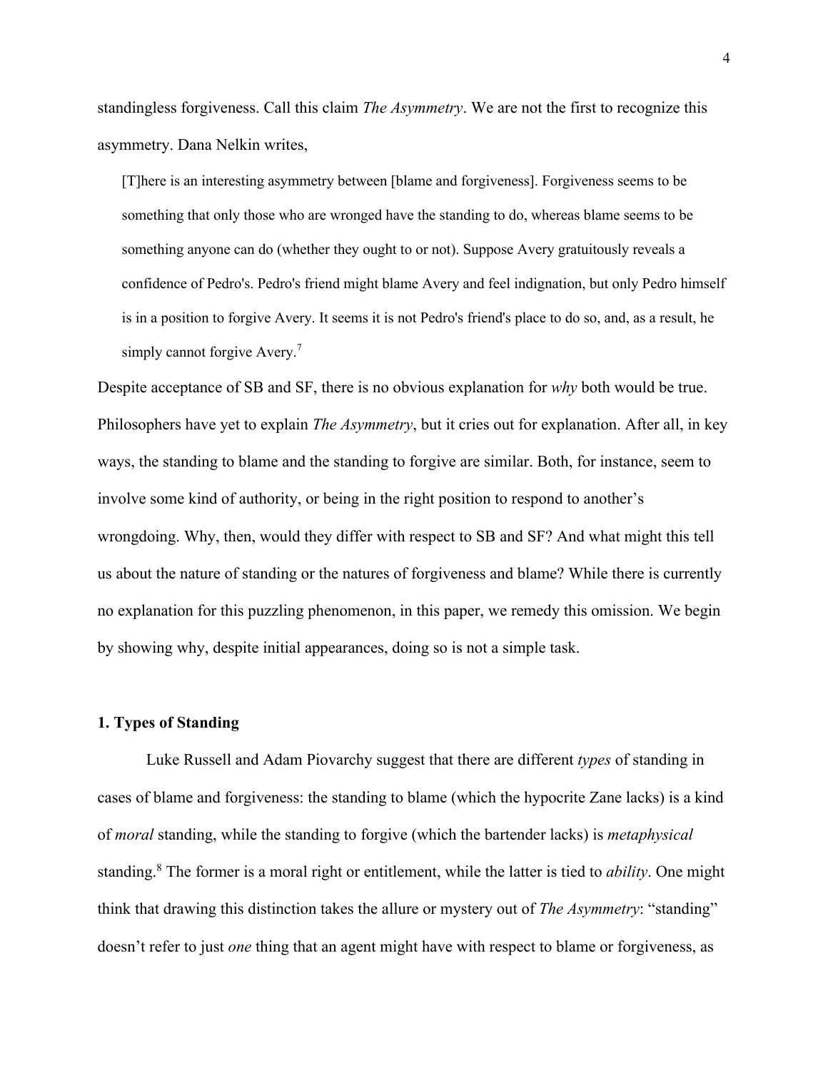standingless forgiveness. Call this claim *The Asymmetry*. We are not the first to recognize this asymmetry. Dana Nelkin writes,

> [T]here is an interesting asymmetry between [blame and forgiveness]. Forgiveness seems to be something that only those who are wronged have the standing to do, whereas blame seems to be something anyone can do (whether they ought to or not). Suppose Avery gratuitously reveals a confidence of Pedro's. Pedro's friend might blame Avery and feel indignation, but only Pedro himself is in a position to forgive Avery. It seems it is not Pedro's friend's place to do so, and, as a result, he simply cannot forgive Avery.[7]

Despite acceptance of SB and SF, there is no obvious explanation for *why* both would be true. Philosophers have yet to explain *The Asymmetry*, but it cries out for explanation. After all, in key ways, the standing to blame and the standing to forgive are similar. Both, for instance, seem to involve some kind of authority, or being in the right position to respond to another's wrongdoing. Why, then, would they differ with respect to SB and SF? And what might this tell us about the nature of standing or the natures of forgiveness and blame? While there is currently no explanation for this puzzling phenomenon, in this paper, we remedy this omission. We begin by showing why, despite initial appearances, doing so is not a simple task.

## 1. Types of Standing

Luke Russell and Adam Piovarchy suggest that there are different *types* of standing in cases of blame and forgiveness: the standing to blame (which the hypocrite Zane lacks) is a kind of *moral* standing, while the standing to forgive (which the bartender lacks) is *metaphysical* standing.[8] The former is a moral right or entitlement, while the latter is tied to *ability*. One might think that drawing this distinction takes the allure or mystery out of *The Asymmetry*: "standing" doesn't refer to just *one* thing that an agent might have with respect to blame or forgiveness, as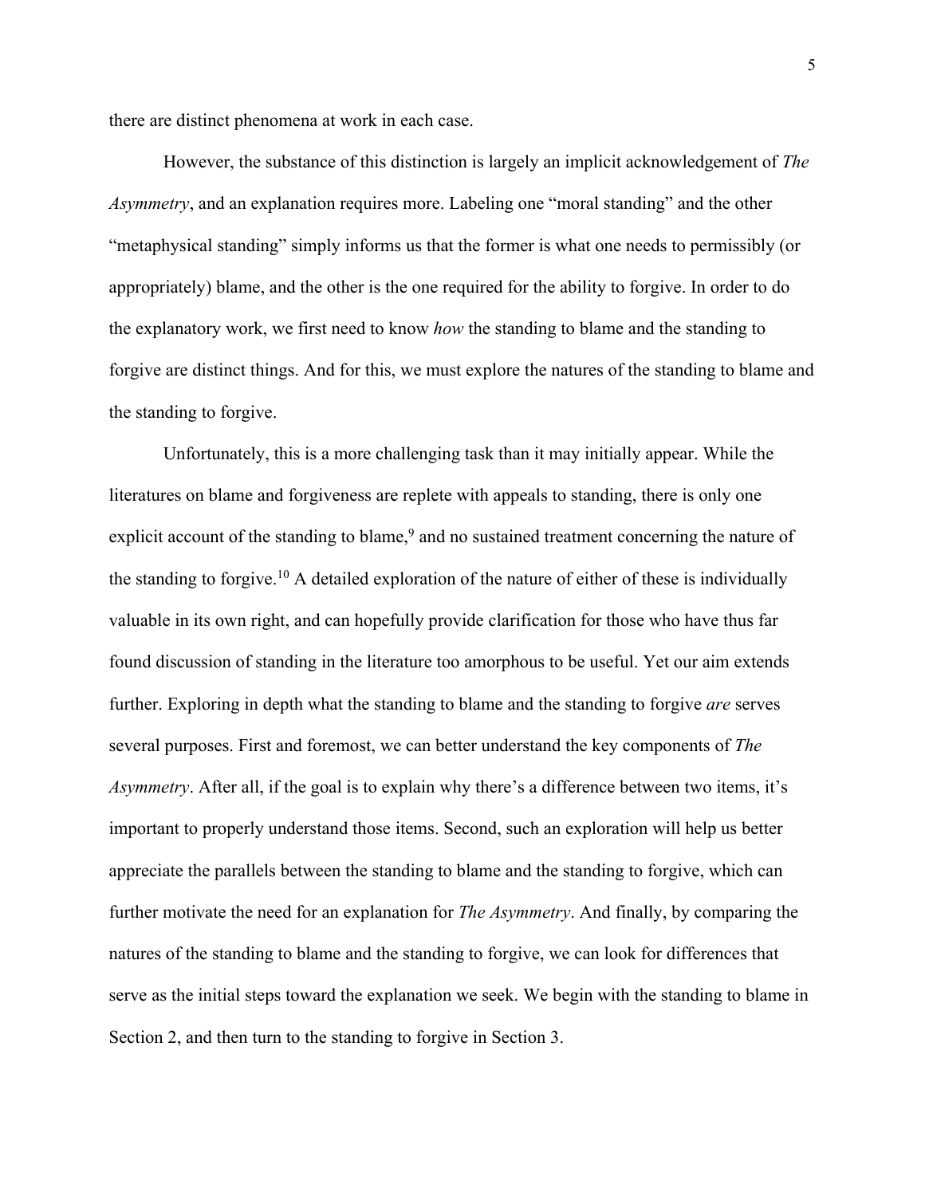there are distinct phenomena at work in each case.

However, the substance of this distinction is largely an implicit acknowledgement of *The Asymmetry*, and an explanation requires more. Labeling one "moral standing" and the other "metaphysical standing" simply informs us that the former is what one needs to permissibly (or appropriately) blame, and the other is the one required for the ability to forgive. In order to do the explanatory work, we first need to know *how* the standing to blame and the standing to forgive are distinct things. And for this, we must explore the natures of the standing to blame and the standing to forgive.

Unfortunately, this is a more challenging task than it may initially appear. While the literatures on blame and forgiveness are replete with appeals to standing, there is only one explicit account of the standing to blame,[9] and no sustained treatment concerning the nature of the standing to forgive.[10] A detailed exploration of the nature of either of these is individually valuable in its own right, and can hopefully provide clarification for those who have thus far found discussion of standing in the literature too amorphous to be useful. Yet our aim extends further. Exploring in depth what the standing to blame and the standing to forgive *are* serves several purposes. First and foremost, we can better understand the key components of *The Asymmetry*. After all, if the goal is to explain why there's a difference between two items, it's important to properly understand those items. Second, such an exploration will help us better appreciate the parallels between the standing to blame and the standing to forgive, which can further motivate the need for an explanation for *The Asymmetry*. And finally, by comparing the natures of the standing to blame and the standing to forgive, we can look for differences that serve as the initial steps toward the explanation we seek. We begin with the standing to blame in Section 2, and then turn to the standing to forgive in Section 3.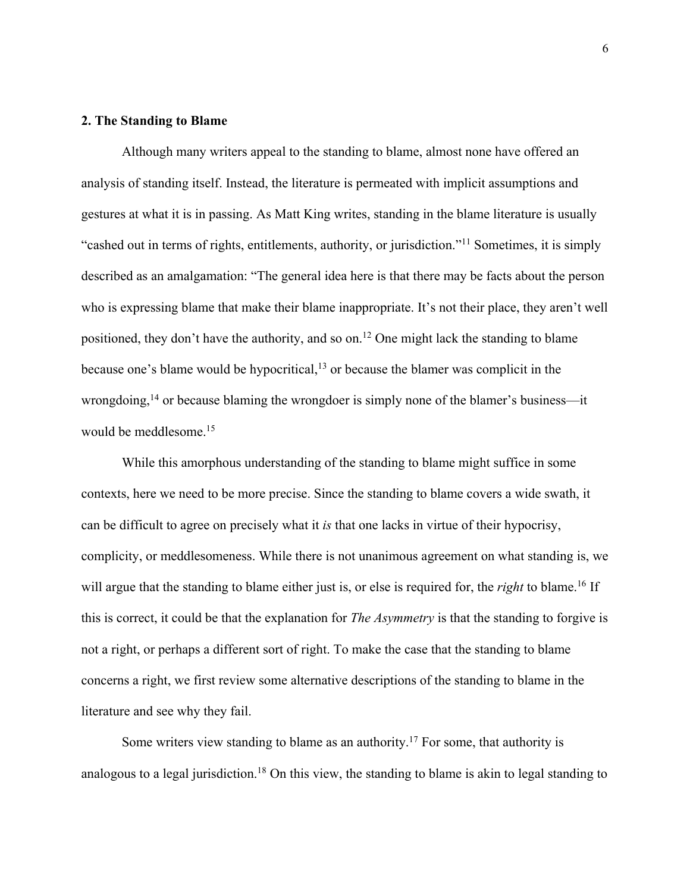**2. The Standing to Blame**

Although many writers appeal to the standing to blame, almost none have offered an analysis of standing itself. Instead, the literature is permeated with implicit assumptions and gestures at what it is in passing. As Matt King writes, standing in the blame literature is usually "cashed out in terms of rights, entitlements, authority, or jurisdiction."[11] Sometimes, it is simply described as an amalgamation: "The general idea here is that there may be facts about the person who is expressing blame that make their blame inappropriate. It's not their place, they aren't well positioned, they don't have the authority, and so on.[12] One might lack the standing to blame because one's blame would be hypocritical,[13] or because the blamer was complicit in the wrongdoing,[14] or because blaming the wrongdoer is simply none of the blamer's business—it would be meddlesome.[15]

While this amorphous understanding of the standing to blame might suffice in some contexts, here we need to be more precise. Since the standing to blame covers a wide swath, it can be difficult to agree on precisely what it *is* that one lacks in virtue of their hypocrisy, complicity, or meddlesomeness. While there is not unanimous agreement on what standing is, we will argue that the standing to blame either just is, or else is required for, the *right* to blame.[16] If this is correct, it could be that the explanation for *The Asymmetry* is that the standing to forgive is not a right, or perhaps a different sort of right. To make the case that the standing to blame concerns a right, we first review some alternative descriptions of the standing to blame in the literature and see why they fail.

Some writers view standing to blame as an authority.[17] For some, that authority is analogous to a legal jurisdiction.[18] On this view, the standing to blame is akin to legal standing to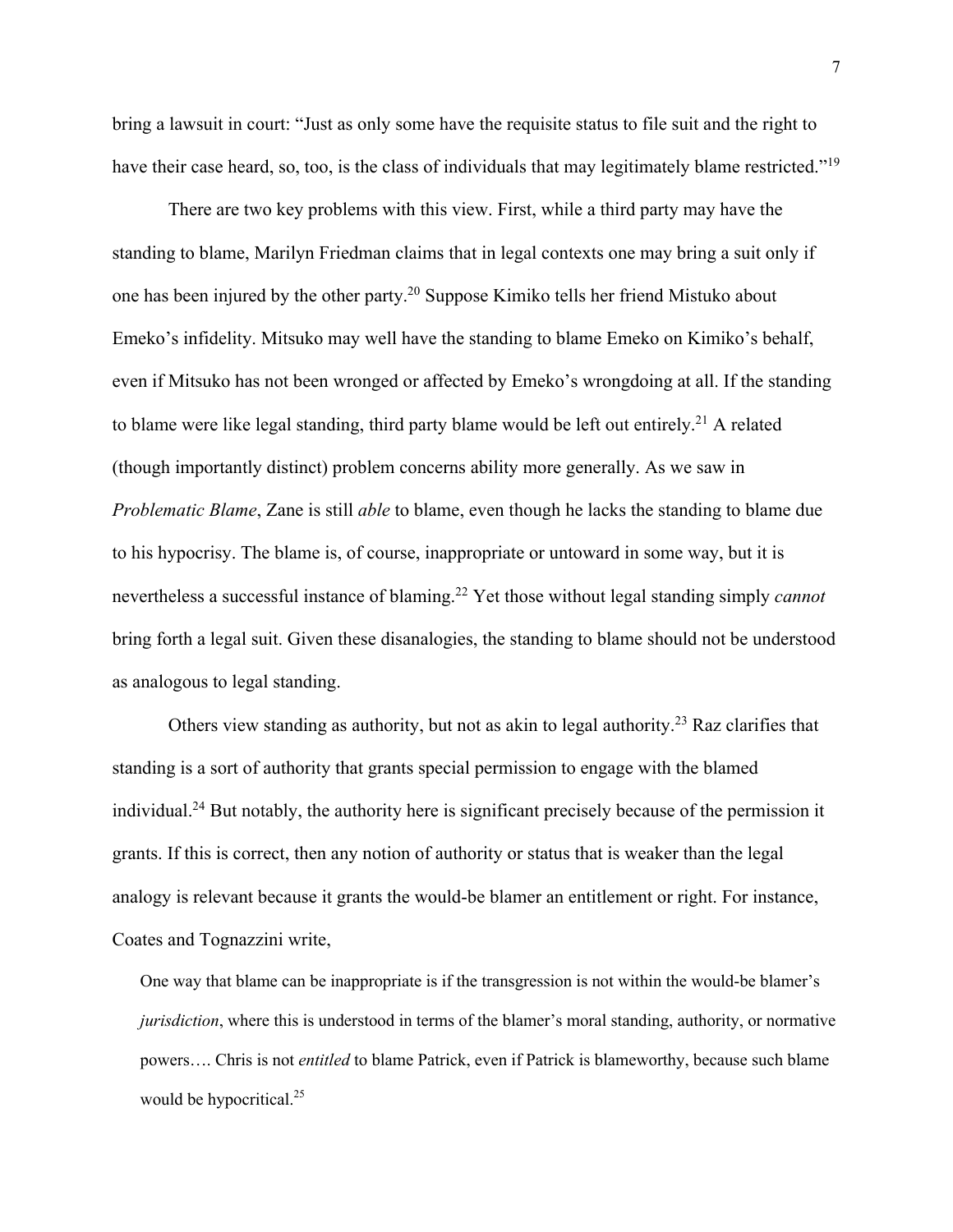bring a lawsuit in court: "Just as only some have the requisite status to file suit and the right to have their case heard, so, too, is the class of individuals that may legitimately blame restricted."[19]

There are two key problems with this view. First, while a third party may have the standing to blame, Marilyn Friedman claims that in legal contexts one may bring a suit only if one has been injured by the other party.[20] Suppose Kimiko tells her friend Mistuko about Emeko's infidelity. Mitsuko may well have the standing to blame Emeko on Kimiko's behalf, even if Mitsuko has not been wronged or affected by Emeko's wrongdoing at all. If the standing to blame were like legal standing, third party blame would be left out entirely.[21] A related (though importantly distinct) problem concerns ability more generally. As we saw in *Problematic Blame*, Zane is still *able* to blame, even though he lacks the standing to blame due to his hypocrisy. The blame is, of course, inappropriate or untoward in some way, but it is nevertheless a successful instance of blaming.[22] Yet those without legal standing simply *cannot* bring forth a legal suit. Given these disanalogies, the standing to blame should not be understood as analogous to legal standing.

Others view standing as authority, but not as akin to legal authority.[23] Raz clarifies that standing is a sort of authority that grants special permission to engage with the blamed individual.[24] But notably, the authority here is significant precisely because of the permission it grants. If this is correct, then any notion of authority or status that is weaker than the legal analogy is relevant because it grants the would-be blamer an entitlement or right. For instance, Coates and Tognazzini write,

> One way that blame can be inappropriate is if the transgression is not within the would-be blamer's *jurisdiction*, where this is understood in terms of the blamer's moral standing, authority, or normative powers…. Chris is not *entitled* to blame Patrick, even if Patrick is blameworthy, because such blame would be hypocritical.[25]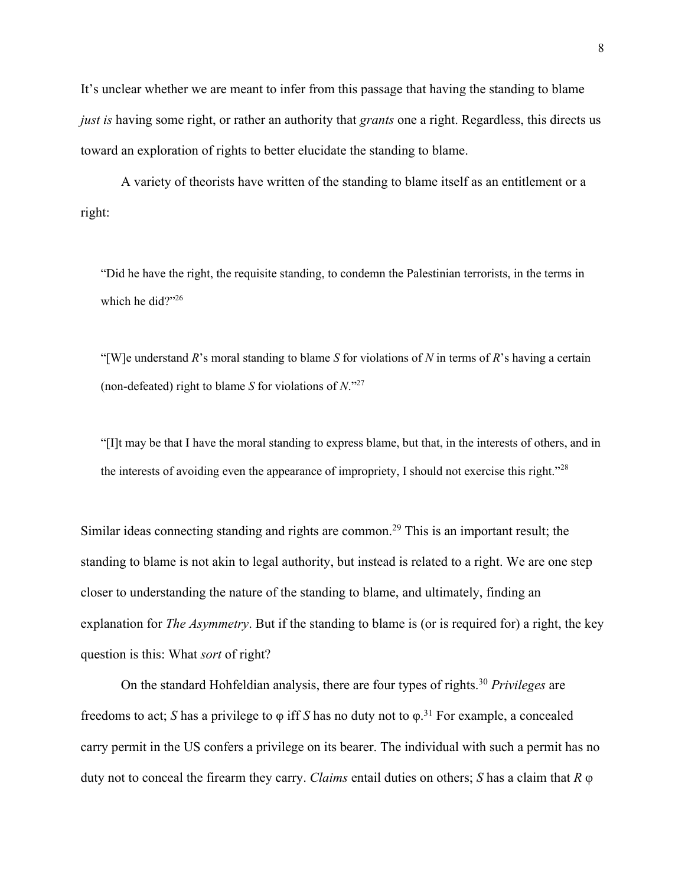It's unclear whether we are meant to infer from this passage that having the standing to blame *just is* having some right, or rather an authority that *grants* one a right. Regardless, this directs us toward an exploration of rights to better elucidate the standing to blame.

A variety of theorists have written of the standing to blame itself as an entitlement or a right:

> "Did he have the right, the requisite standing, to condemn the Palestinian terrorists, in the terms in which he did?"[26]

> "[W]e understand *R*'s moral standing to blame *S* for violations of *N* in terms of *R*'s having a certain (non-defeated) right to blame *S* for violations of *N*."[27]

> "[I]t may be that I have the moral standing to express blame, but that, in the interests of others, and in the interests of avoiding even the appearance of impropriety, I should not exercise this right."[28]

Similar ideas connecting standing and rights are common.[29] This is an important result; the standing to blame is not akin to legal authority, but instead is related to a right. We are one step closer to understanding the nature of the standing to blame, and ultimately, finding an explanation for *The Asymmetry*. But if the standing to blame is (or is required for) a right, the key question is this: What *sort* of right?

On the standard Hohfeldian analysis, there are four types of rights.[30] *Privileges* are freedoms to act; *S* has a privilege to φ iff *S* has no duty not to φ.[31] For example, a concealed carry permit in the US confers a privilege on its bearer. The individual with such a permit has no duty not to conceal the firearm they carry. *Claims* entail duties on others; *S* has a claim that *R* φ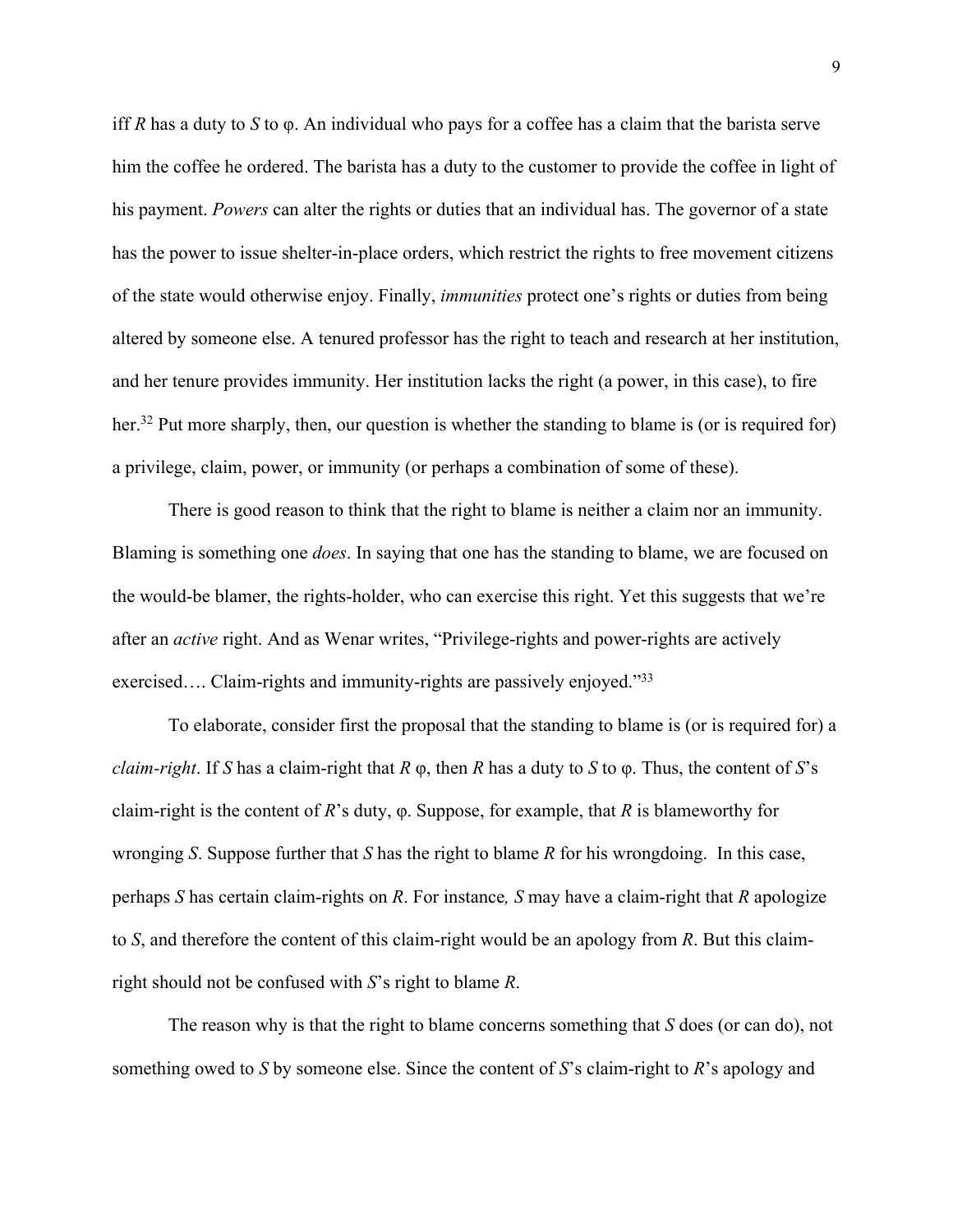iff *R* has a duty to *S* to φ. An individual who pays for a coffee has a claim that the barista serve him the coffee he ordered. The barista has a duty to the customer to provide the coffee in light of his payment. *Powers* can alter the rights or duties that an individual has. The governor of a state has the power to issue shelter-in-place orders, which restrict the rights to free movement citizens of the state would otherwise enjoy. Finally, *immunities* protect one's rights or duties from being altered by someone else. A tenured professor has the right to teach and research at her institution, and her tenure provides immunity. Her institution lacks the right (a power, in this case), to fire her.[32] Put more sharply, then, our question is whether the standing to blame is (or is required for) a privilege, claim, power, or immunity (or perhaps a combination of some of these).

There is good reason to think that the right to blame is neither a claim nor an immunity. Blaming is something one *does*. In saying that one has the standing to blame, we are focused on the would-be blamer, the rights-holder, who can exercise this right. Yet this suggests that we're after an *active* right. And as Wenar writes, "Privilege-rights and power-rights are actively exercised…. Claim-rights and immunity-rights are passively enjoyed."[33]

To elaborate, consider first the proposal that the standing to blame is (or is required for) a *claim-right*. If *S* has a claim-right that *R* φ, then *R* has a duty to *S* to φ. Thus, the content of *S*'s claim-right is the content of *R*'s duty, φ. Suppose, for example, that *R* is blameworthy for wronging *S*. Suppose further that *S* has the right to blame *R* for his wrongdoing. In this case, perhaps *S* has certain claim-rights on *R*. For instance*, S* may have a claim-right that *R* apologize to *S*, and therefore the content of this claim-right would be an apology from *R*. But this claim-right should not be confused with *S*'s right to blame *R*.

The reason why is that the right to blame concerns something that *S* does (or can do), not something owed to *S* by someone else. Since the content of *S*'s claim-right to *R*'s apology and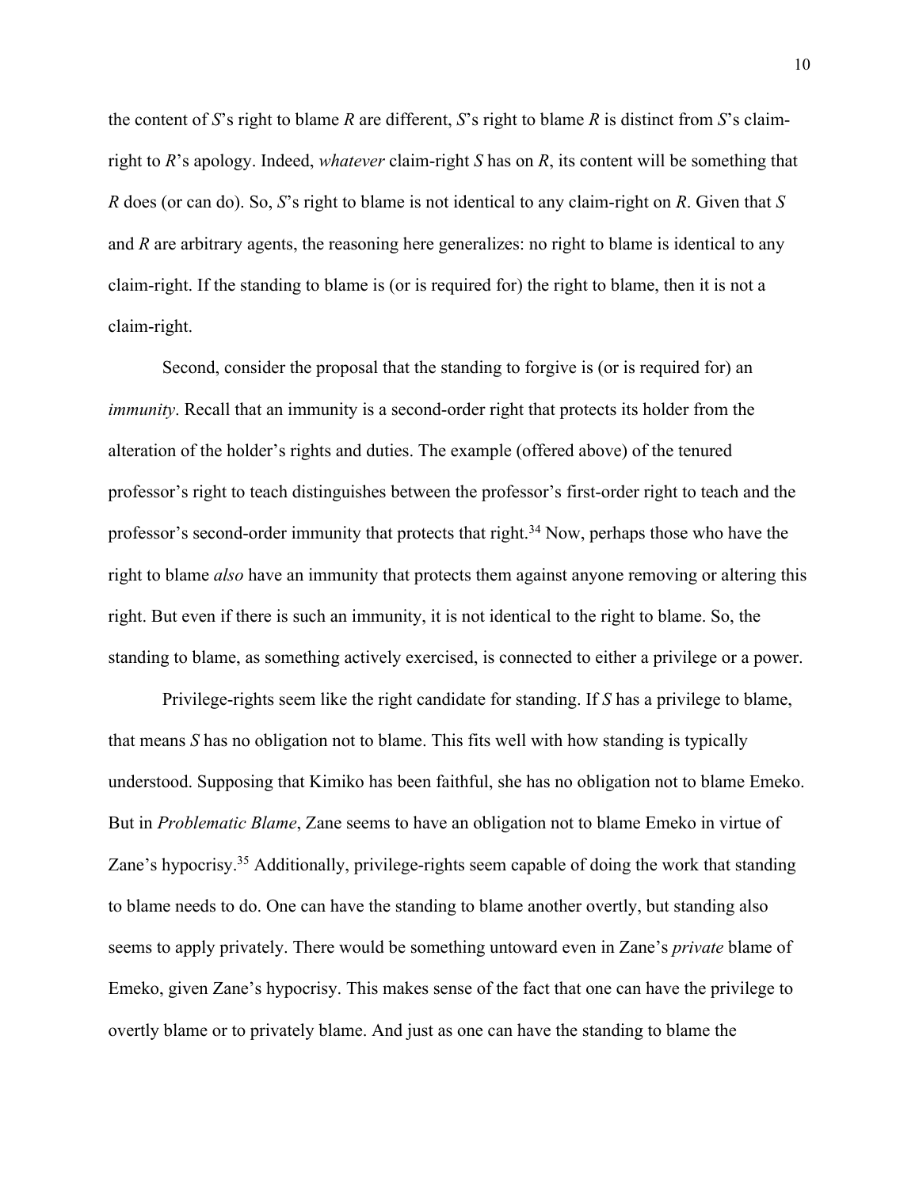the content of *S*'s right to blame *R* are different, *S*'s right to blame *R* is distinct from *S*'s claim-right to *R*'s apology. Indeed, *whatever* claim-right *S* has on *R*, its content will be something that *R* does (or can do). So, *S*'s right to blame is not identical to any claim-right on *R*. Given that *S* and *R* are arbitrary agents, the reasoning here generalizes: no right to blame is identical to any claim-right. If the standing to blame is (or is required for) the right to blame, then it is not a claim-right.

Second, consider the proposal that the standing to forgive is (or is required for) an *immunity*. Recall that an immunity is a second-order right that protects its holder from the alteration of the holder's rights and duties. The example (offered above) of the tenured professor's right to teach distinguishes between the professor's first-order right to teach and the professor's second-order immunity that protects that right.[34] Now, perhaps those who have the right to blame *also* have an immunity that protects them against anyone removing or altering this right. But even if there is such an immunity, it is not identical to the right to blame. So, the standing to blame, as something actively exercised, is connected to either a privilege or a power.

Privilege-rights seem like the right candidate for standing. If *S* has a privilege to blame, that means *S* has no obligation not to blame. This fits well with how standing is typically understood. Supposing that Kimiko has been faithful, she has no obligation not to blame Emeko. But in *Problematic Blame*, Zane seems to have an obligation not to blame Emeko in virtue of Zane's hypocrisy.[35] Additionally, privilege-rights seem capable of doing the work that standing to blame needs to do. One can have the standing to blame another overtly, but standing also seems to apply privately. There would be something untoward even in Zane's *private* blame of Emeko, given Zane's hypocrisy. This makes sense of the fact that one can have the privilege to overtly blame or to privately blame. And just as one can have the standing to blame the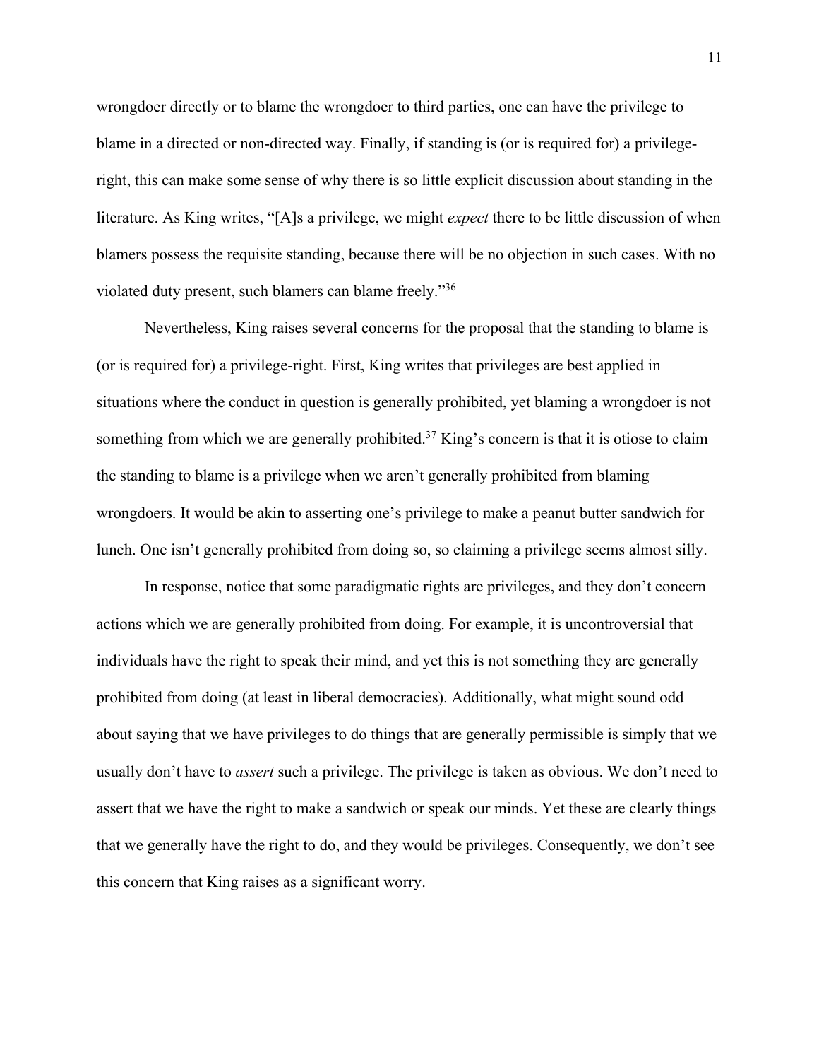wrongdoer directly or to blame the wrongdoer to third parties, one can have the privilege to blame in a directed or non-directed way. Finally, if standing is (or is required for) a privilege-right, this can make some sense of why there is so little explicit discussion about standing in the literature. As King writes, "[A]s a privilege, we might *expect* there to be little discussion of when blamers possess the requisite standing, because there will be no objection in such cases. With no violated duty present, such blamers can blame freely."[36]

Nevertheless, King raises several concerns for the proposal that the standing to blame is (or is required for) a privilege-right. First, King writes that privileges are best applied in situations where the conduct in question is generally prohibited, yet blaming a wrongdoer is not something from which we are generally prohibited.[37] King's concern is that it is otiose to claim the standing to blame is a privilege when we aren't generally prohibited from blaming wrongdoers. It would be akin to asserting one's privilege to make a peanut butter sandwich for lunch. One isn't generally prohibited from doing so, so claiming a privilege seems almost silly.

In response, notice that some paradigmatic rights are privileges, and they don't concern actions which we are generally prohibited from doing. For example, it is uncontroversial that individuals have the right to speak their mind, and yet this is not something they are generally prohibited from doing (at least in liberal democracies). Additionally, what might sound odd about saying that we have privileges to do things that are generally permissible is simply that we usually don't have to *assert* such a privilege. The privilege is taken as obvious. We don't need to assert that we have the right to make a sandwich or speak our minds. Yet these are clearly things that we generally have the right to do, and they would be privileges. Consequently, we don't see this concern that King raises as a significant worry.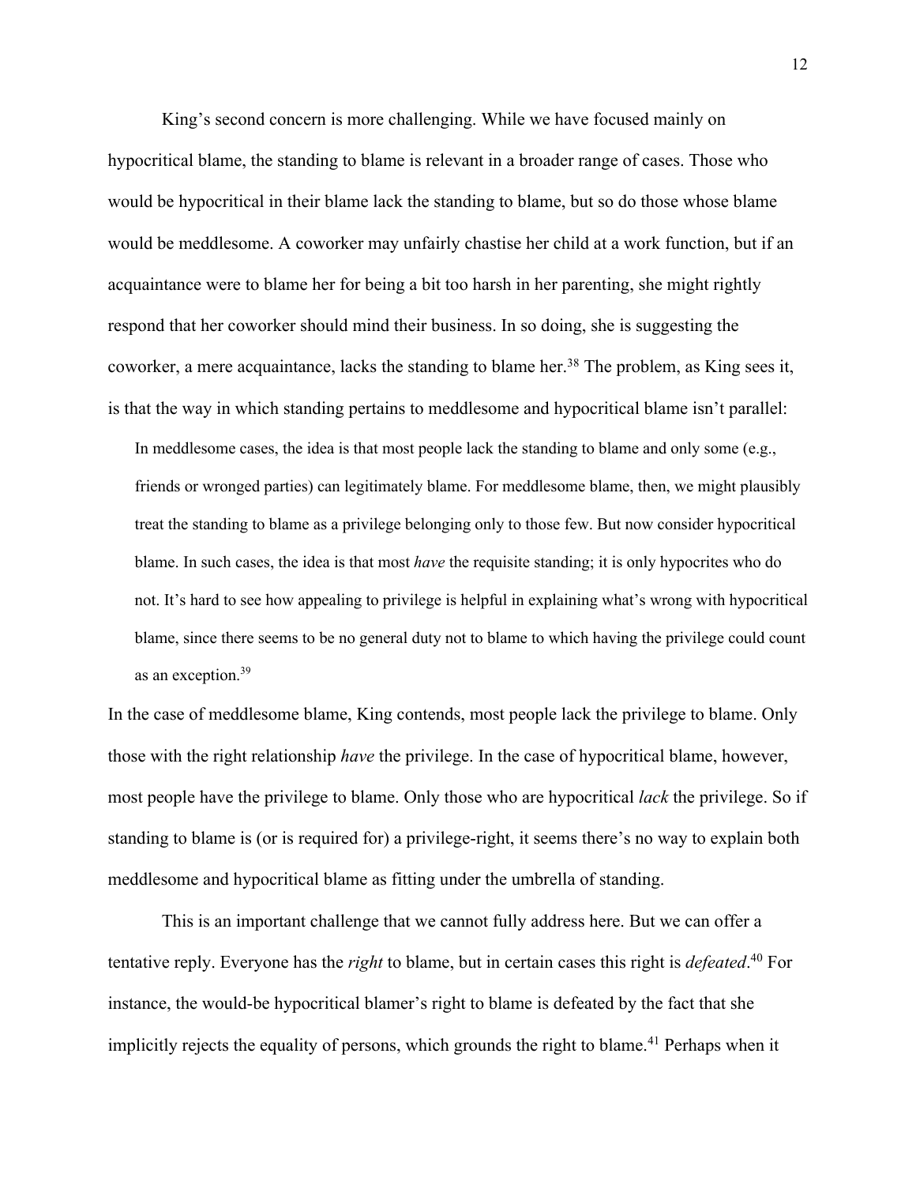King's second concern is more challenging. While we have focused mainly on hypocritical blame, the standing to blame is relevant in a broader range of cases. Those who would be hypocritical in their blame lack the standing to blame, but so do those whose blame would be meddlesome. A coworker may unfairly chastise her child at a work function, but if an acquaintance were to blame her for being a bit too harsh in her parenting, she might rightly respond that her coworker should mind their business. In so doing, she is suggesting the coworker, a mere acquaintance, lacks the standing to blame her.[38] The problem, as King sees it, is that the way in which standing pertains to meddlesome and hypocritical blame isn't parallel:

> In meddlesome cases, the idea is that most people lack the standing to blame and only some (e.g., friends or wronged parties) can legitimately blame. For meddlesome blame, then, we might plausibly treat the standing to blame as a privilege belonging only to those few. But now consider hypocritical blame. In such cases, the idea is that most *have* the requisite standing; it is only hypocrites who do not. It's hard to see how appealing to privilege is helpful in explaining what's wrong with hypocritical blame, since there seems to be no general duty not to blame to which having the privilege could count as an exception.[39]

In the case of meddlesome blame, King contends, most people lack the privilege to blame. Only those with the right relationship *have* the privilege. In the case of hypocritical blame, however, most people have the privilege to blame. Only those who are hypocritical *lack* the privilege. So if standing to blame is (or is required for) a privilege-right, it seems there's no way to explain both meddlesome and hypocritical blame as fitting under the umbrella of standing.

This is an important challenge that we cannot fully address here. But we can offer a tentative reply. Everyone has the *right* to blame, but in certain cases this right is *defeated*.[40] For instance, the would-be hypocritical blamer's right to blame is defeated by the fact that she implicitly rejects the equality of persons, which grounds the right to blame.[41] Perhaps when it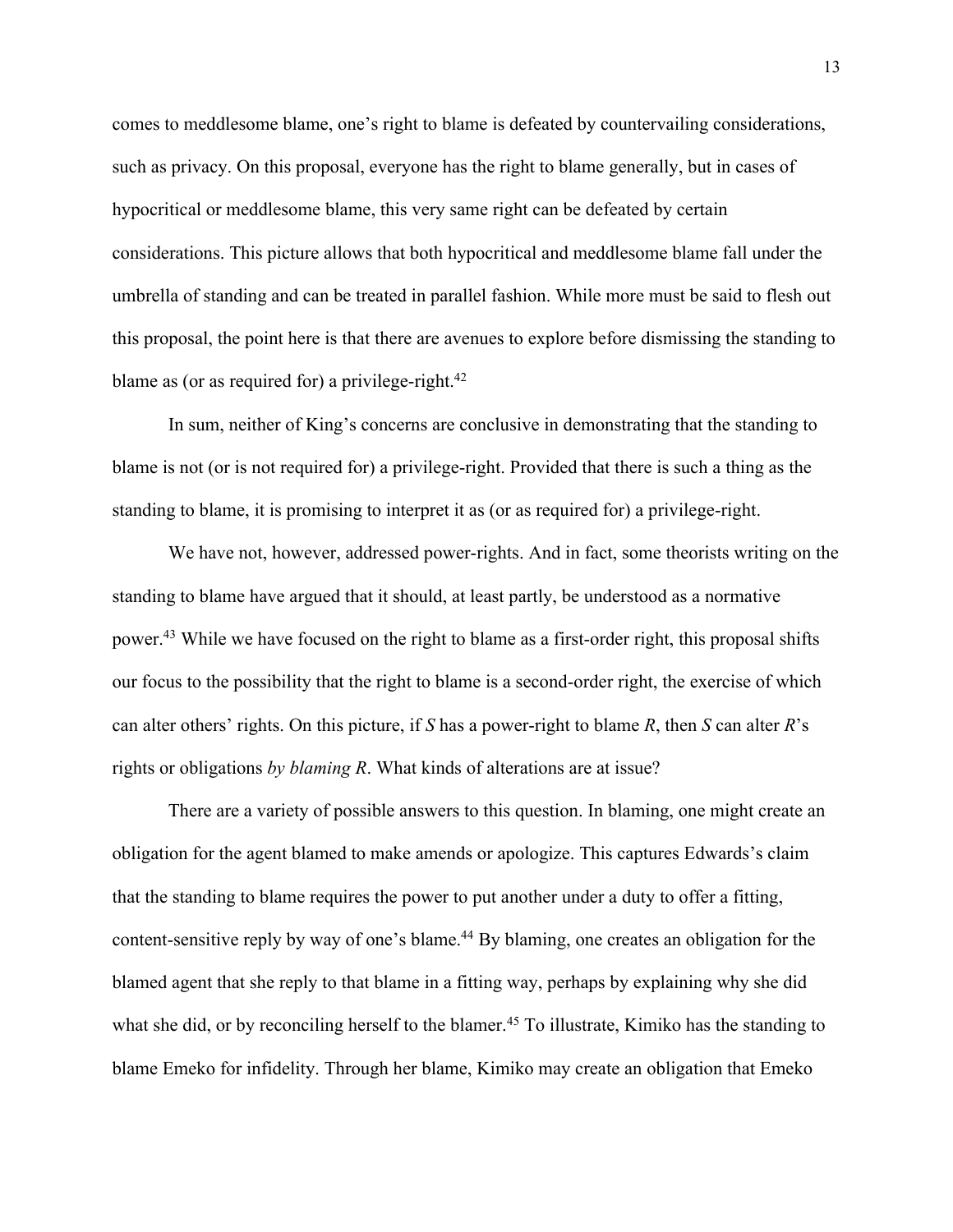comes to meddlesome blame, one's right to blame is defeated by countervailing considerations, such as privacy. On this proposal, everyone has the right to blame generally, but in cases of hypocritical or meddlesome blame, this very same right can be defeated by certain considerations. This picture allows that both hypocritical and meddlesome blame fall under the umbrella of standing and can be treated in parallel fashion. While more must be said to flesh out this proposal, the point here is that there are avenues to explore before dismissing the standing to blame as (or as required for) a privilege-right.[42]

In sum, neither of King's concerns are conclusive in demonstrating that the standing to blame is not (or is not required for) a privilege-right. Provided that there is such a thing as the standing to blame, it is promising to interpret it as (or as required for) a privilege-right.

We have not, however, addressed power-rights. And in fact, some theorists writing on the standing to blame have argued that it should, at least partly, be understood as a normative power.[43] While we have focused on the right to blame as a first-order right, this proposal shifts our focus to the possibility that the right to blame is a second-order right, the exercise of which can alter others' rights. On this picture, if *S* has a power-right to blame *R*, then *S* can alter *R*'s rights or obligations *by blaming R*. What kinds of alterations are at issue?

There are a variety of possible answers to this question. In blaming, one might create an obligation for the agent blamed to make amends or apologize. This captures Edwards's claim that the standing to blame requires the power to put another under a duty to offer a fitting, content-sensitive reply by way of one's blame.[44] By blaming, one creates an obligation for the blamed agent that she reply to that blame in a fitting way, perhaps by explaining why she did what she did, or by reconciling herself to the blamer.[45] To illustrate, Kimiko has the standing to blame Emeko for infidelity. Through her blame, Kimiko may create an obligation that Emeko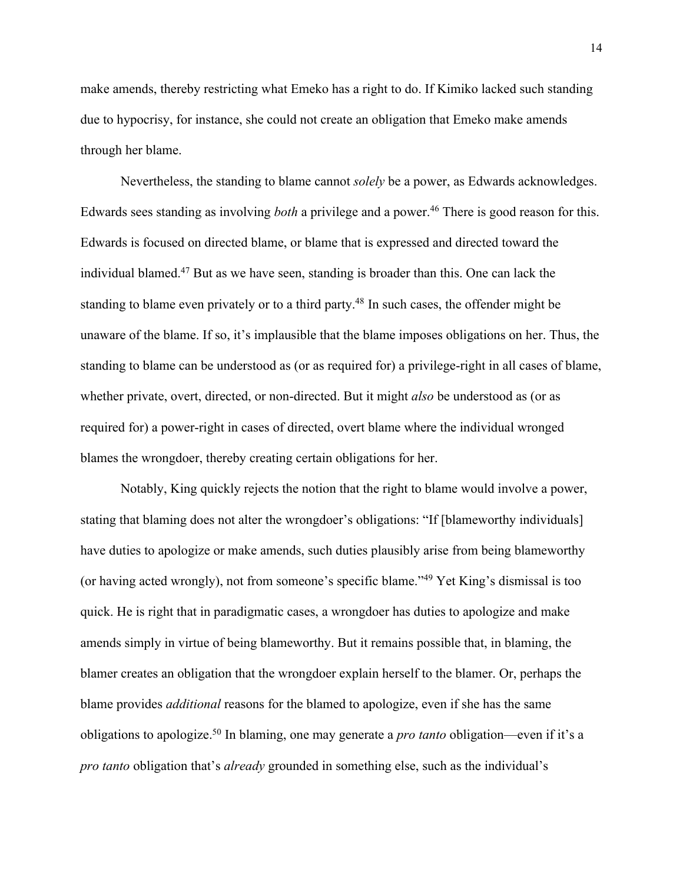make amends, thereby restricting what Emeko has a right to do. If Kimiko lacked such standing due to hypocrisy, for instance, she could not create an obligation that Emeko make amends through her blame.

Nevertheless, the standing to blame cannot *solely* be a power, as Edwards acknowledges. Edwards sees standing as involving *both* a privilege and a power.[46] There is good reason for this. Edwards is focused on directed blame, or blame that is expressed and directed toward the individual blamed.[47] But as we have seen, standing is broader than this. One can lack the standing to blame even privately or to a third party.[48] In such cases, the offender might be unaware of the blame. If so, it's implausible that the blame imposes obligations on her. Thus, the standing to blame can be understood as (or as required for) a privilege-right in all cases of blame, whether private, overt, directed, or non-directed. But it might *also* be understood as (or as required for) a power-right in cases of directed, overt blame where the individual wronged blames the wrongdoer, thereby creating certain obligations for her.

Notably, King quickly rejects the notion that the right to blame would involve a power, stating that blaming does not alter the wrongdoer's obligations: "If [blameworthy individuals] have duties to apologize or make amends, such duties plausibly arise from being blameworthy (or having acted wrongly), not from someone's specific blame."[49] Yet King's dismissal is too quick. He is right that in paradigmatic cases, a wrongdoer has duties to apologize and make amends simply in virtue of being blameworthy. But it remains possible that, in blaming, the blamer creates an obligation that the wrongdoer explain herself to the blamer. Or, perhaps the blame provides *additional* reasons for the blamed to apologize, even if she has the same obligations to apologize.[50] In blaming, one may generate a *pro tanto* obligation—even if it's a *pro tanto* obligation that's *already* grounded in something else, such as the individual's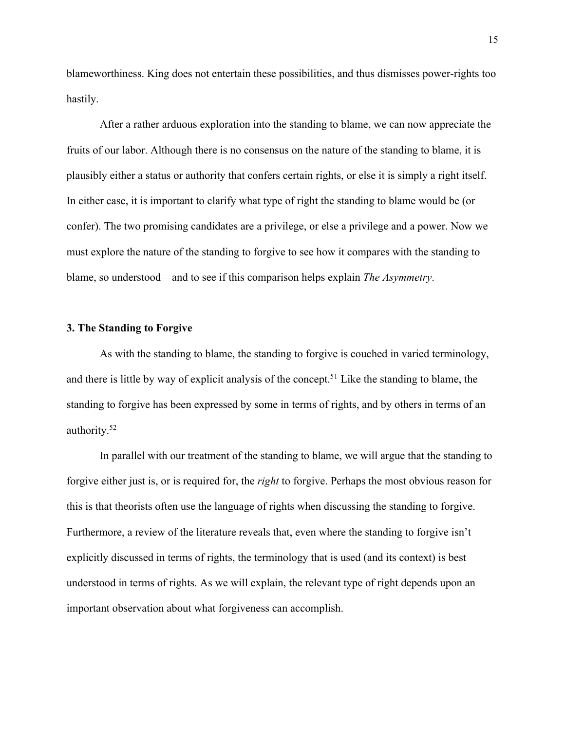blameworthiness. King does not entertain these possibilities, and thus dismisses power-rights too hastily.

After a rather arduous exploration into the standing to blame, we can now appreciate the fruits of our labor. Although there is no consensus on the nature of the standing to blame, it is plausibly either a status or authority that confers certain rights, or else it is simply a right itself. In either case, it is important to clarify what type of right the standing to blame would be (or confer). The two promising candidates are a privilege, or else a privilege and a power. Now we must explore the nature of the standing to forgive to see how it compares with the standing to blame, so understood—and to see if this comparison helps explain *The Asymmetry*.

## 3. The Standing to Forgive

As with the standing to blame, the standing to forgive is couched in varied terminology, and there is little by way of explicit analysis of the concept.[51] Like the standing to blame, the standing to forgive has been expressed by some in terms of rights, and by others in terms of an authority.[52]

In parallel with our treatment of the standing to blame, we will argue that the standing to forgive either just is, or is required for, the *right* to forgive. Perhaps the most obvious reason for this is that theorists often use the language of rights when discussing the standing to forgive. Furthermore, a review of the literature reveals that, even where the standing to forgive isn't explicitly discussed in terms of rights, the terminology that is used (and its context) is best understood in terms of rights. As we will explain, the relevant type of right depends upon an important observation about what forgiveness can accomplish.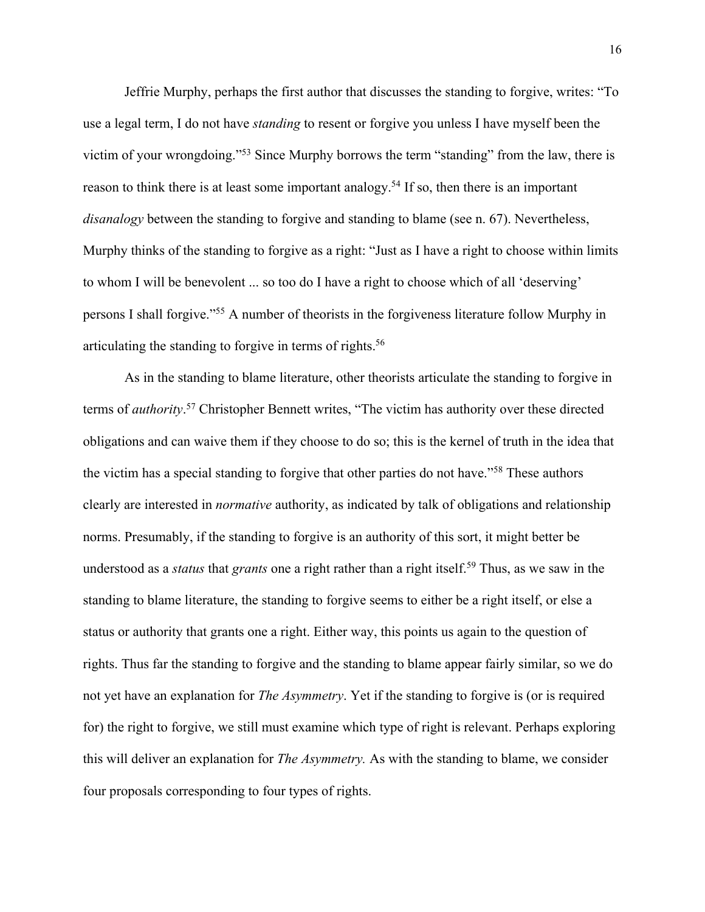Jeffrie Murphy, perhaps the first author that discusses the standing to forgive, writes: "To use a legal term, I do not have *standing* to resent or forgive you unless I have myself been the victim of your wrongdoing."[53] Since Murphy borrows the term "standing" from the law, there is reason to think there is at least some important analogy.[54] If so, then there is an important *disanalogy* between the standing to forgive and standing to blame (see n. 67). Nevertheless, Murphy thinks of the standing to forgive as a right: "Just as I have a right to choose within limits to whom I will be benevolent ... so too do I have a right to choose which of all 'deserving' persons I shall forgive."[55] A number of theorists in the forgiveness literature follow Murphy in articulating the standing to forgive in terms of rights.[56]

As in the standing to blame literature, other theorists articulate the standing to forgive in terms of *authority*.[57] Christopher Bennett writes, "The victim has authority over these directed obligations and can waive them if they choose to do so; this is the kernel of truth in the idea that the victim has a special standing to forgive that other parties do not have."[58] These authors clearly are interested in *normative* authority, as indicated by talk of obligations and relationship norms. Presumably, if the standing to forgive is an authority of this sort, it might better be understood as a *status* that *grants* one a right rather than a right itself.[59] Thus, as we saw in the standing to blame literature, the standing to forgive seems to either be a right itself, or else a status or authority that grants one a right. Either way, this points us again to the question of rights. Thus far the standing to forgive and the standing to blame appear fairly similar, so we do not yet have an explanation for *The Asymmetry*. Yet if the standing to forgive is (or is required for) the right to forgive, we still must examine which type of right is relevant. Perhaps exploring this will deliver an explanation for *The Asymmetry.* As with the standing to blame, we consider four proposals corresponding to four types of rights.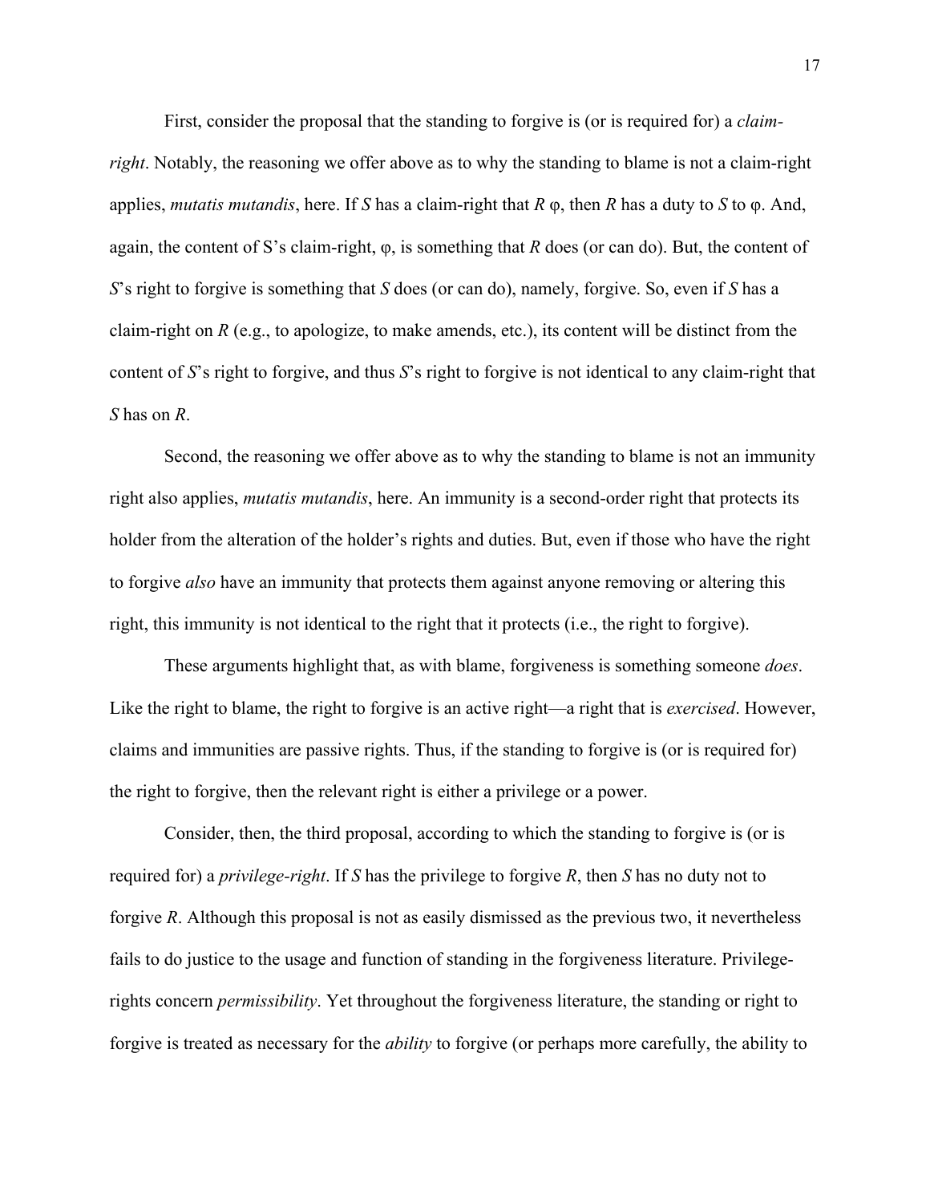First, consider the proposal that the standing to forgive is (or is required for) a *claim-right*. Notably, the reasoning we offer above as to why the standing to blame is not a claim-right applies, *mutatis mutandis*, here. If *S* has a claim-right that *R* φ, then *R* has a duty to *S* to φ. And, again, the content of S's claim-right, φ, is something that *R* does (or can do). But, the content of *S*'s right to forgive is something that *S* does (or can do), namely, forgive. So, even if *S* has a claim-right on *R* (e.g., to apologize, to make amends, etc.), its content will be distinct from the content of *S*'s right to forgive, and thus *S*'s right to forgive is not identical to any claim-right that *S* has on *R*.

Second, the reasoning we offer above as to why the standing to blame is not an immunity right also applies, *mutatis mutandis*, here. An immunity is a second-order right that protects its holder from the alteration of the holder's rights and duties. But, even if those who have the right to forgive *also* have an immunity that protects them against anyone removing or altering this right, this immunity is not identical to the right that it protects (i.e., the right to forgive).

These arguments highlight that, as with blame, forgiveness is something someone *does*. Like the right to blame, the right to forgive is an active right—a right that is *exercised*. However, claims and immunities are passive rights. Thus, if the standing to forgive is (or is required for) the right to forgive, then the relevant right is either a privilege or a power.

Consider, then, the third proposal, according to which the standing to forgive is (or is required for) a *privilege-right*. If *S* has the privilege to forgive *R*, then *S* has no duty not to forgive *R*. Although this proposal is not as easily dismissed as the previous two, it nevertheless fails to do justice to the usage and function of standing in the forgiveness literature. Privilege-rights concern *permissibility*. Yet throughout the forgiveness literature, the standing or right to forgive is treated as necessary for the *ability* to forgive (or perhaps more carefully, the ability to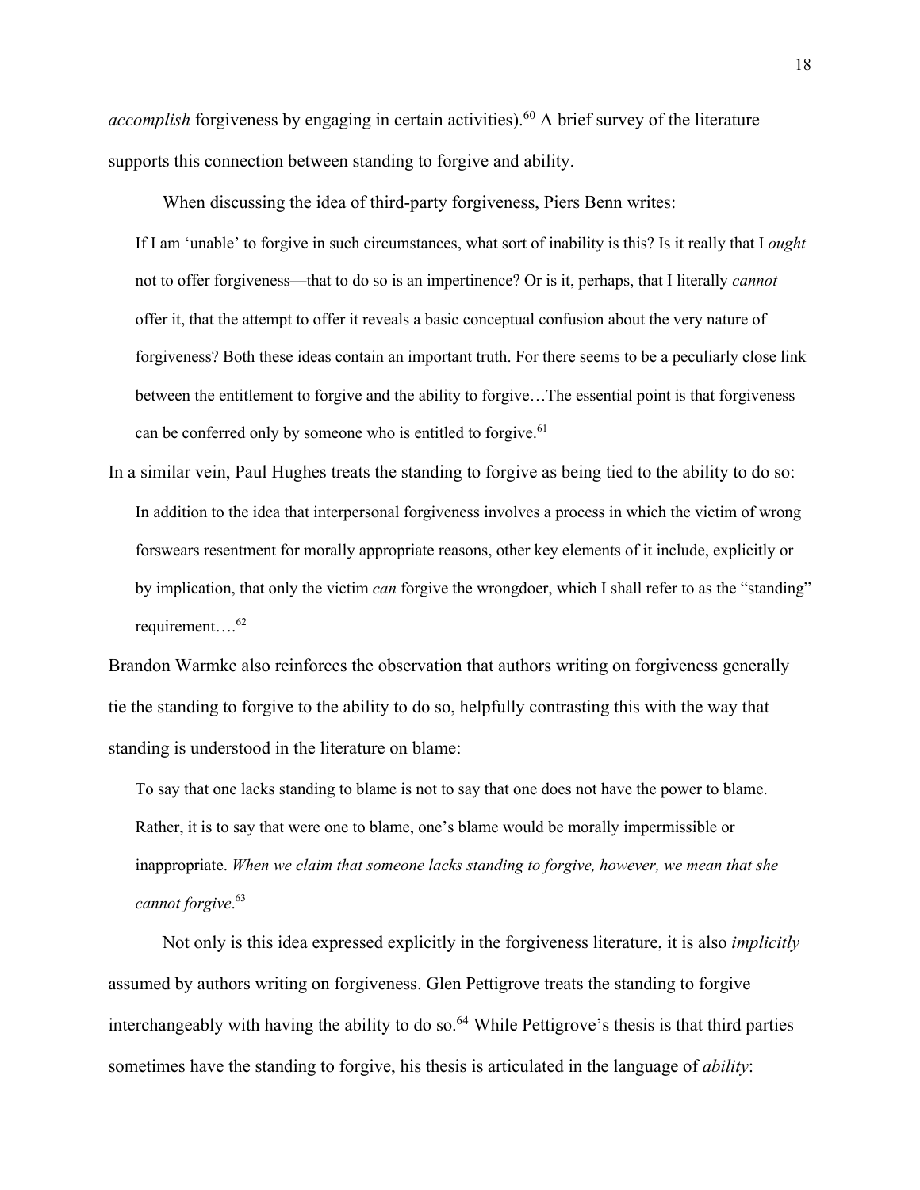*accomplish* forgiveness by engaging in certain activities).[60] A brief survey of the literature supports this connection between standing to forgive and ability.

When discussing the idea of third-party forgiveness, Piers Benn writes:

> If I am 'unable' to forgive in such circumstances, what sort of inability is this? Is it really that I *ought* not to offer forgiveness—that to do so is an impertinence? Or is it, perhaps, that I literally *cannot* offer it, that the attempt to offer it reveals a basic conceptual confusion about the very nature of forgiveness? Both these ideas contain an important truth. For there seems to be a peculiarly close link between the entitlement to forgive and the ability to forgive…The essential point is that forgiveness can be conferred only by someone who is entitled to forgive.[61]

In a similar vein, Paul Hughes treats the standing to forgive as being tied to the ability to do so:

> In addition to the idea that interpersonal forgiveness involves a process in which the victim of wrong forswears resentment for morally appropriate reasons, other key elements of it include, explicitly or by implication, that only the victim *can* forgive the wrongdoer, which I shall refer to as the "standing" requirement….[62]

Brandon Warmke also reinforces the observation that authors writing on forgiveness generally tie the standing to forgive to the ability to do so, helpfully contrasting this with the way that standing is understood in the literature on blame:

> To say that one lacks standing to blame is not to say that one does not have the power to blame. Rather, it is to say that were one to blame, one's blame would be morally impermissible or inappropriate. *When we claim that someone lacks standing to forgive, however, we mean that she cannot forgive*.[63]

Not only is this idea expressed explicitly in the forgiveness literature, it is also *implicitly* assumed by authors writing on forgiveness. Glen Pettigrove treats the standing to forgive interchangeably with having the ability to do so.[64] While Pettigrove's thesis is that third parties sometimes have the standing to forgive, his thesis is articulated in the language of *ability*: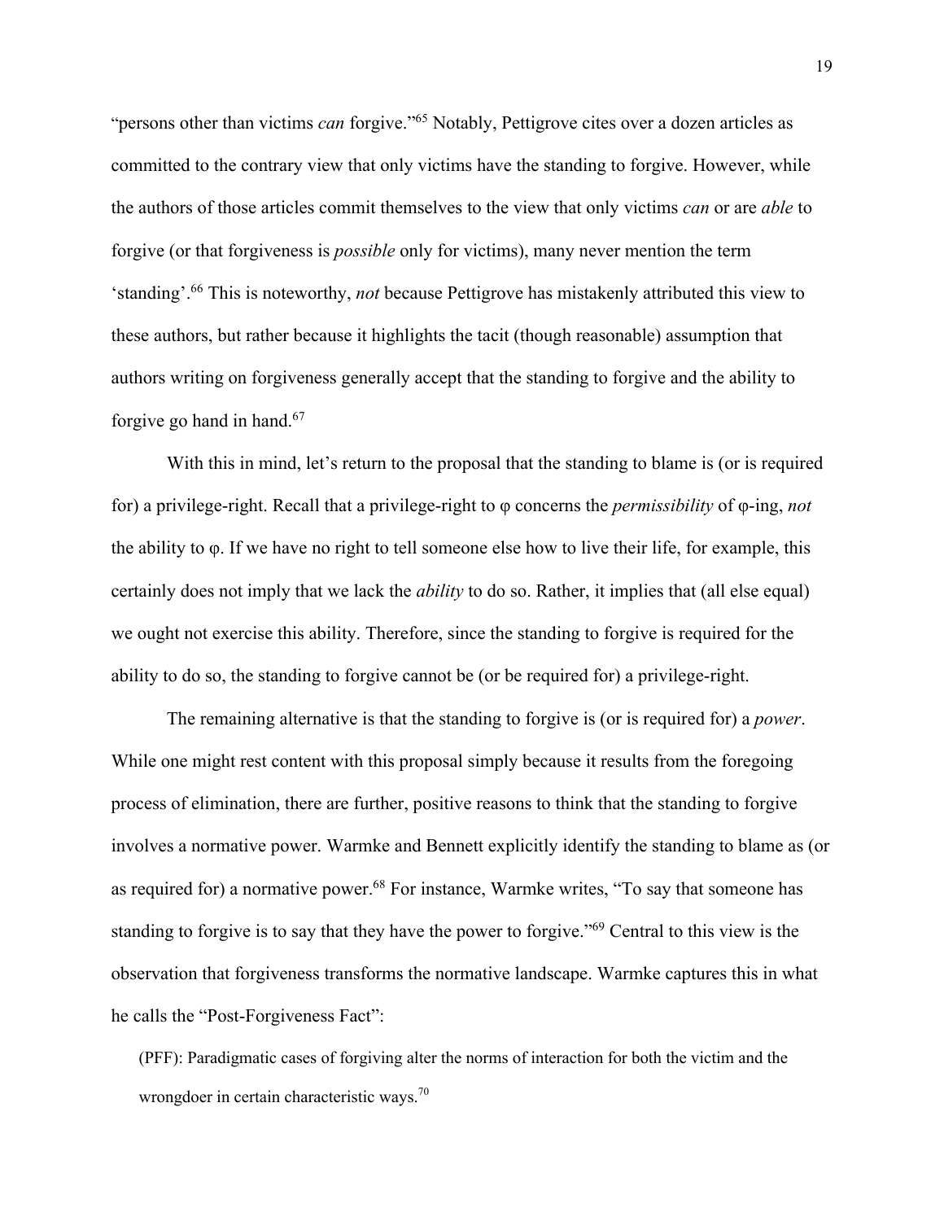"persons other than victims *can* forgive."[65] Notably, Pettigrove cites over a dozen articles as committed to the contrary view that only victims have the standing to forgive. However, while the authors of those articles commit themselves to the view that only victims *can* or are *able* to forgive (or that forgiveness is *possible* only for victims), many never mention the term 'standing'.[66] This is noteworthy, *not* because Pettigrove has mistakenly attributed this view to these authors, but rather because it highlights the tacit (though reasonable) assumption that authors writing on forgiveness generally accept that the standing to forgive and the ability to forgive go hand in hand.[67]

With this in mind, let's return to the proposal that the standing to blame is (or is required for) a privilege-right. Recall that a privilege-right to φ concerns the *permissibility* of φ-ing, *not* the ability to φ. If we have no right to tell someone else how to live their life, for example, this certainly does not imply that we lack the *ability* to do so. Rather, it implies that (all else equal) we ought not exercise this ability. Therefore, since the standing to forgive is required for the ability to do so, the standing to forgive cannot be (or be required for) a privilege-right.

The remaining alternative is that the standing to forgive is (or is required for) a *power*. While one might rest content with this proposal simply because it results from the foregoing process of elimination, there are further, positive reasons to think that the standing to forgive involves a normative power. Warmke and Bennett explicitly identify the standing to blame as (or as required for) a normative power.[68] For instance, Warmke writes, "To say that someone has standing to forgive is to say that they have the power to forgive."[69] Central to this view is the observation that forgiveness transforms the normative landscape. Warmke captures this in what he calls the "Post-Forgiveness Fact":

> (PFF): Paradigmatic cases of forgiving alter the norms of interaction for both the victim and the wrongdoer in certain characteristic ways.[70]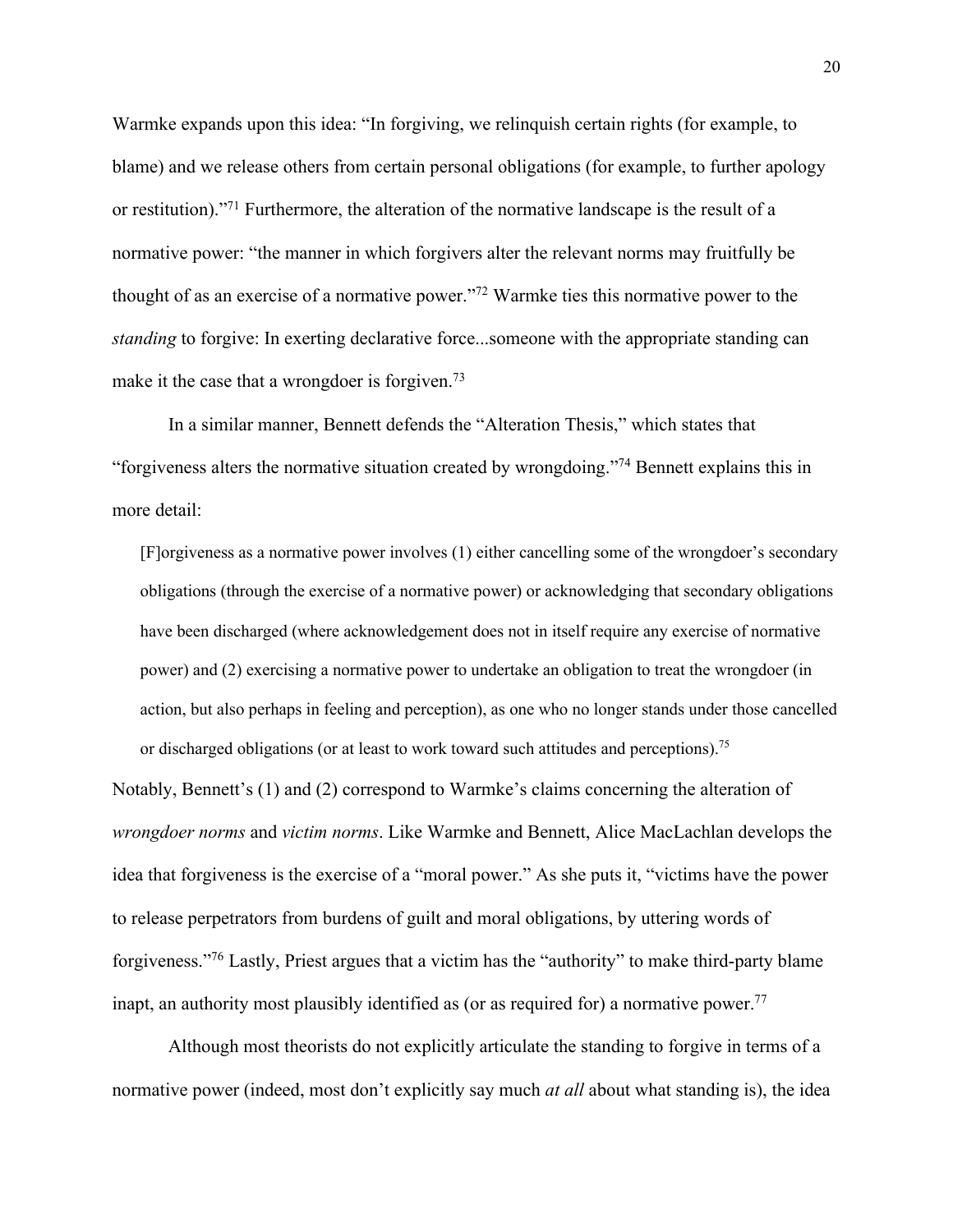Warmke expands upon this idea: "In forgiving, we relinquish certain rights (for example, to blame) and we release others from certain personal obligations (for example, to further apology or restitution)."[71] Furthermore, the alteration of the normative landscape is the result of a normative power: "the manner in which forgivers alter the relevant norms may fruitfully be thought of as an exercise of a normative power."[72] Warmke ties this normative power to the *standing* to forgive: In exerting declarative force...someone with the appropriate standing can make it the case that a wrongdoer is forgiven.[73]

In a similar manner, Bennett defends the "Alteration Thesis," which states that "forgiveness alters the normative situation created by wrongdoing."[74] Bennett explains this in more detail:

> [F]orgiveness as a normative power involves (1) either cancelling some of the wrongdoer's secondary obligations (through the exercise of a normative power) or acknowledging that secondary obligations have been discharged (where acknowledgement does not in itself require any exercise of normative power) and (2) exercising a normative power to undertake an obligation to treat the wrongdoer (in action, but also perhaps in feeling and perception), as one who no longer stands under those cancelled or discharged obligations (or at least to work toward such attitudes and perceptions).[75]

Notably, Bennett's (1) and (2) correspond to Warmke's claims concerning the alteration of *wrongdoer norms* and *victim norms*. Like Warmke and Bennett, Alice MacLachlan develops the idea that forgiveness is the exercise of a "moral power." As she puts it, "victims have the power to release perpetrators from burdens of guilt and moral obligations, by uttering words of forgiveness."[76] Lastly, Priest argues that a victim has the "authority" to make third-party blame inapt, an authority most plausibly identified as (or as required for) a normative power.[77]

Although most theorists do not explicitly articulate the standing to forgive in terms of a normative power (indeed, most don't explicitly say much *at all* about what standing is), the idea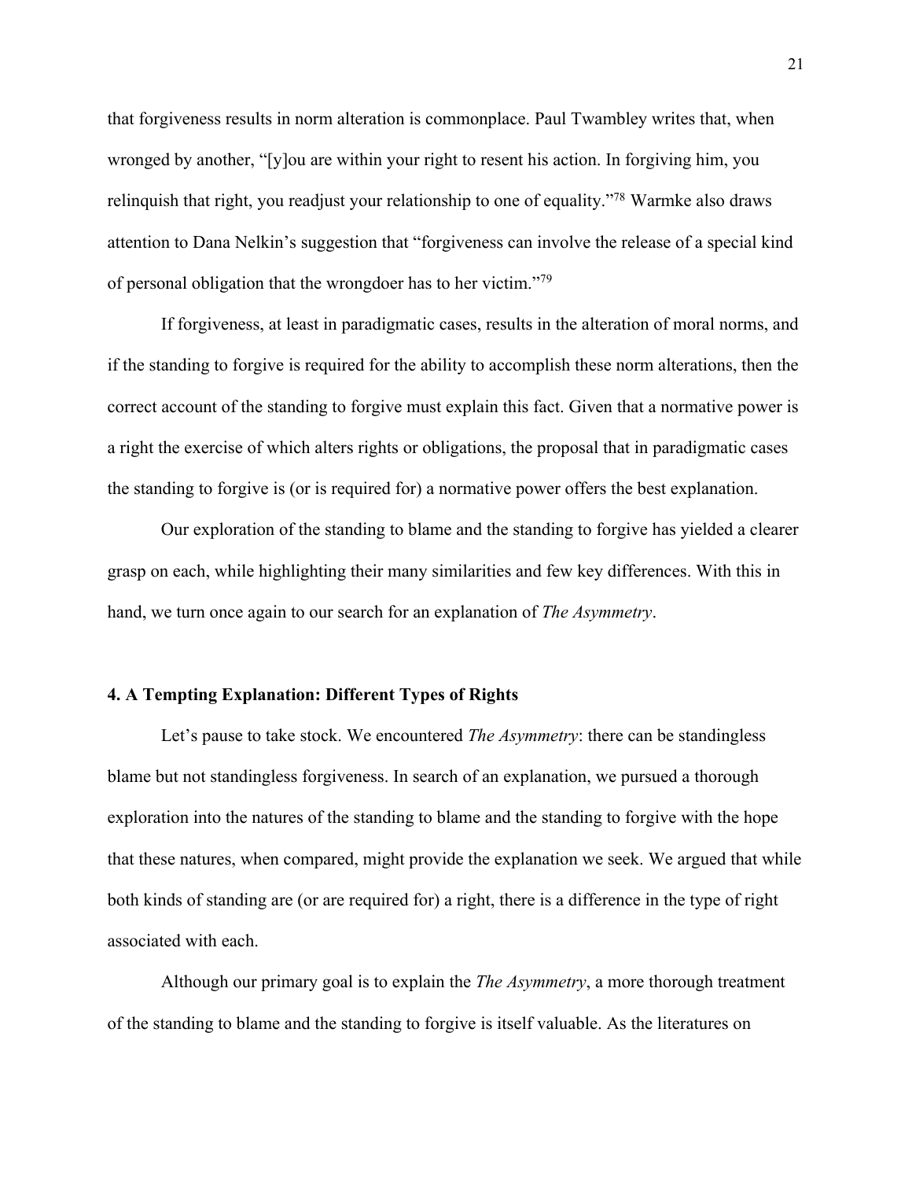that forgiveness results in norm alteration is commonplace. Paul Twambley writes that, when wronged by another, "[y]ou are within your right to resent his action. In forgiving him, you relinquish that right, you readjust your relationship to one of equality."[78] Warmke also draws attention to Dana Nelkin's suggestion that "forgiveness can involve the release of a special kind of personal obligation that the wrongdoer has to her victim."[79]

If forgiveness, at least in paradigmatic cases, results in the alteration of moral norms, and if the standing to forgive is required for the ability to accomplish these norm alterations, then the correct account of the standing to forgive must explain this fact. Given that a normative power is a right the exercise of which alters rights or obligations, the proposal that in paradigmatic cases the standing to forgive is (or is required for) a normative power offers the best explanation.

Our exploration of the standing to blame and the standing to forgive has yielded a clearer grasp on each, while highlighting their many similarities and few key differences. With this in hand, we turn once again to our search for an explanation of *The Asymmetry*.

## 4. A Tempting Explanation: Different Types of Rights

Let's pause to take stock. We encountered *The Asymmetry*: there can be standingless blame but not standingless forgiveness. In search of an explanation, we pursued a thorough exploration into the natures of the standing to blame and the standing to forgive with the hope that these natures, when compared, might provide the explanation we seek. We argued that while both kinds of standing are (or are required for) a right, there is a difference in the type of right associated with each.

Although our primary goal is to explain the *The Asymmetry*, a more thorough treatment of the standing to blame and the standing to forgive is itself valuable. As the literatures on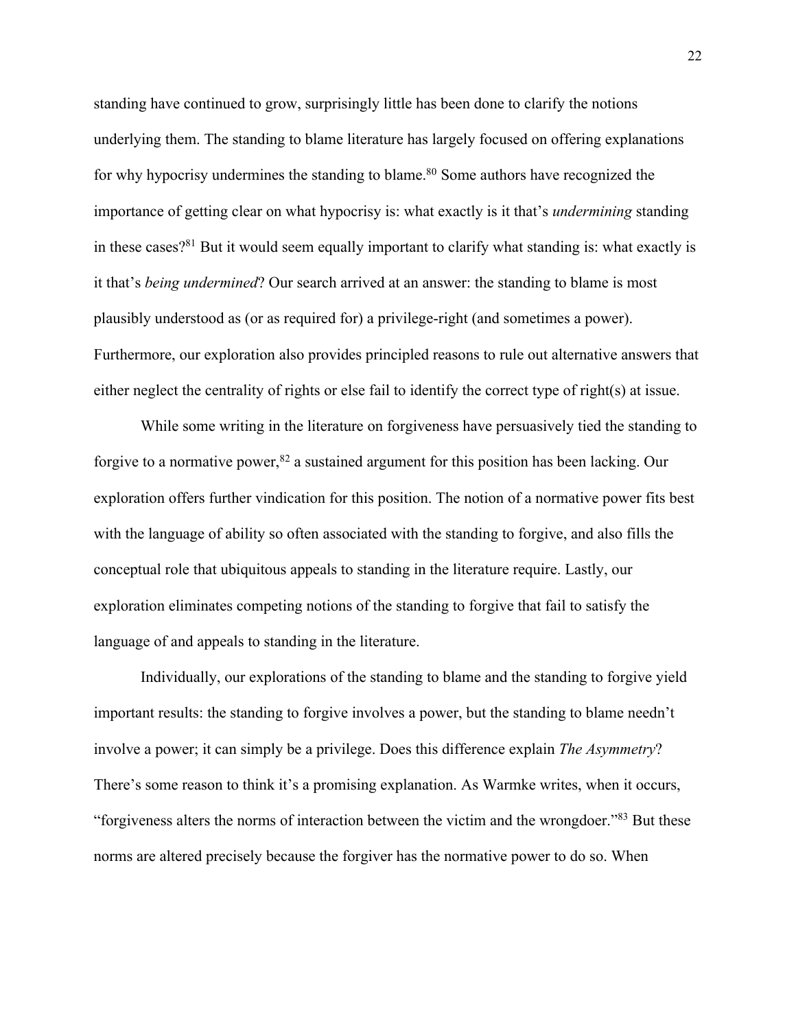standing have continued to grow, surprisingly little has been done to clarify the notions underlying them. The standing to blame literature has largely focused on offering explanations for why hypocrisy undermines the standing to blame.[80] Some authors have recognized the importance of getting clear on what hypocrisy is: what exactly is it that's *undermining* standing in these cases?[81] But it would seem equally important to clarify what standing is: what exactly is it that's *being undermined*? Our search arrived at an answer: the standing to blame is most plausibly understood as (or as required for) a privilege-right (and sometimes a power). Furthermore, our exploration also provides principled reasons to rule out alternative answers that either neglect the centrality of rights or else fail to identify the correct type of right(s) at issue.

While some writing in the literature on forgiveness have persuasively tied the standing to forgive to a normative power,[82] a sustained argument for this position has been lacking. Our exploration offers further vindication for this position. The notion of a normative power fits best with the language of ability so often associated with the standing to forgive, and also fills the conceptual role that ubiquitous appeals to standing in the literature require. Lastly, our exploration eliminates competing notions of the standing to forgive that fail to satisfy the language of and appeals to standing in the literature.

Individually, our explorations of the standing to blame and the standing to forgive yield important results: the standing to forgive involves a power, but the standing to blame needn't involve a power; it can simply be a privilege. Does this difference explain *The Asymmetry*? There's some reason to think it's a promising explanation. As Warmke writes, when it occurs, "forgiveness alters the norms of interaction between the victim and the wrongdoer."[83] But these norms are altered precisely because the forgiver has the normative power to do so. When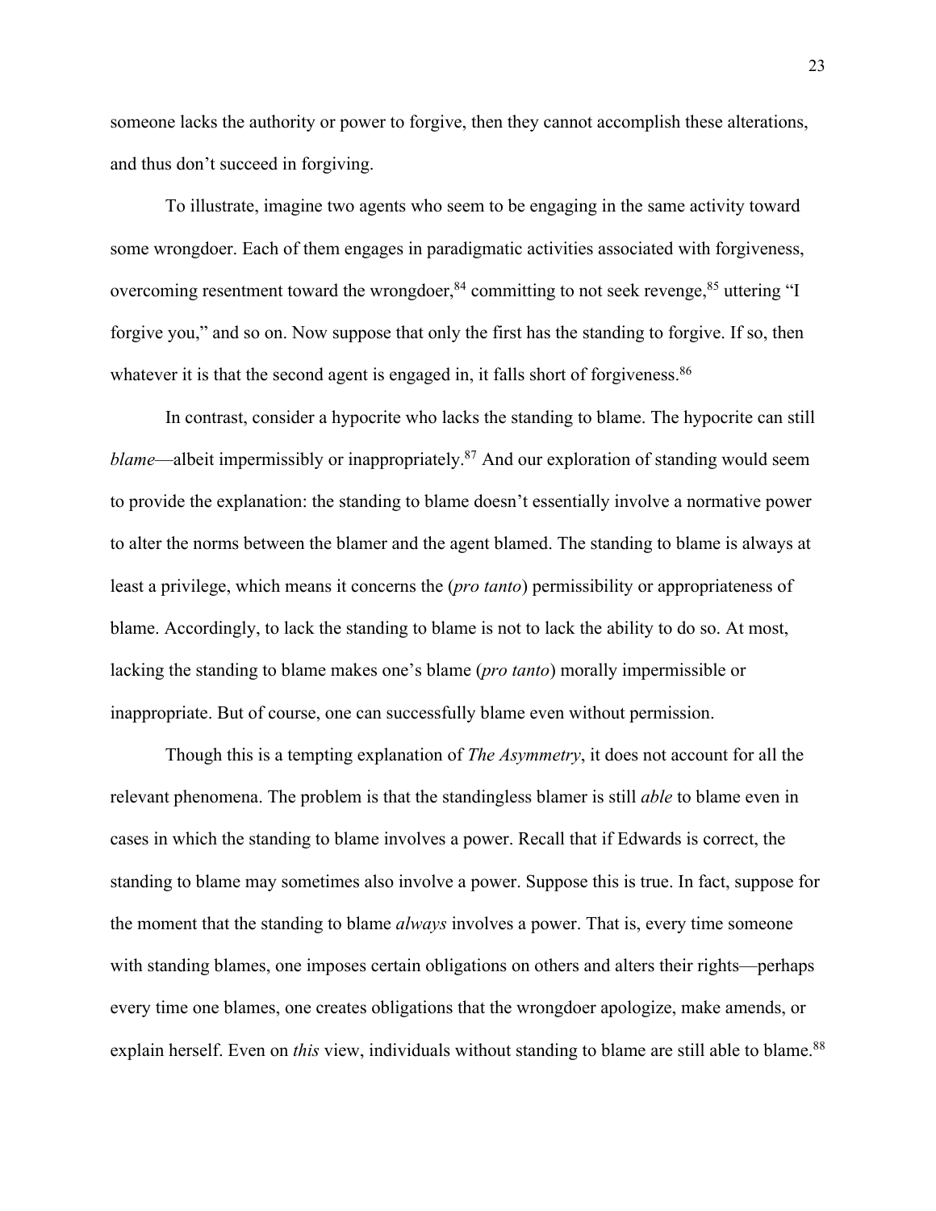someone lacks the authority or power to forgive, then they cannot accomplish these alterations, and thus don't succeed in forgiving.

To illustrate, imagine two agents who seem to be engaging in the same activity toward some wrongdoer. Each of them engages in paradigmatic activities associated with forgiveness, overcoming resentment toward the wrongdoer,[84] committing to not seek revenge,[85] uttering "I forgive you," and so on. Now suppose that only the first has the standing to forgive. If so, then whatever it is that the second agent is engaged in, it falls short of forgiveness.[86]

In contrast, consider a hypocrite who lacks the standing to blame. The hypocrite can still *blame*—albeit impermissibly or inappropriately.[87] And our exploration of standing would seem to provide the explanation: the standing to blame doesn't essentially involve a normative power to alter the norms between the blamer and the agent blamed. The standing to blame is always at least a privilege, which means it concerns the (*pro tanto*) permissibility or appropriateness of blame. Accordingly, to lack the standing to blame is not to lack the ability to do so. At most, lacking the standing to blame makes one's blame (*pro tanto*) morally impermissible or inappropriate. But of course, one can successfully blame even without permission.

Though this is a tempting explanation of *The Asymmetry*, it does not account for all the relevant phenomena. The problem is that the standingless blamer is still *able* to blame even in cases in which the standing to blame involves a power. Recall that if Edwards is correct, the standing to blame may sometimes also involve a power. Suppose this is true. In fact, suppose for the moment that the standing to blame *always* involves a power. That is, every time someone with standing blames, one imposes certain obligations on others and alters their rights—perhaps every time one blames, one creates obligations that the wrongdoer apologize, make amends, or explain herself. Even on *this* view, individuals without standing to blame are still able to blame.[88]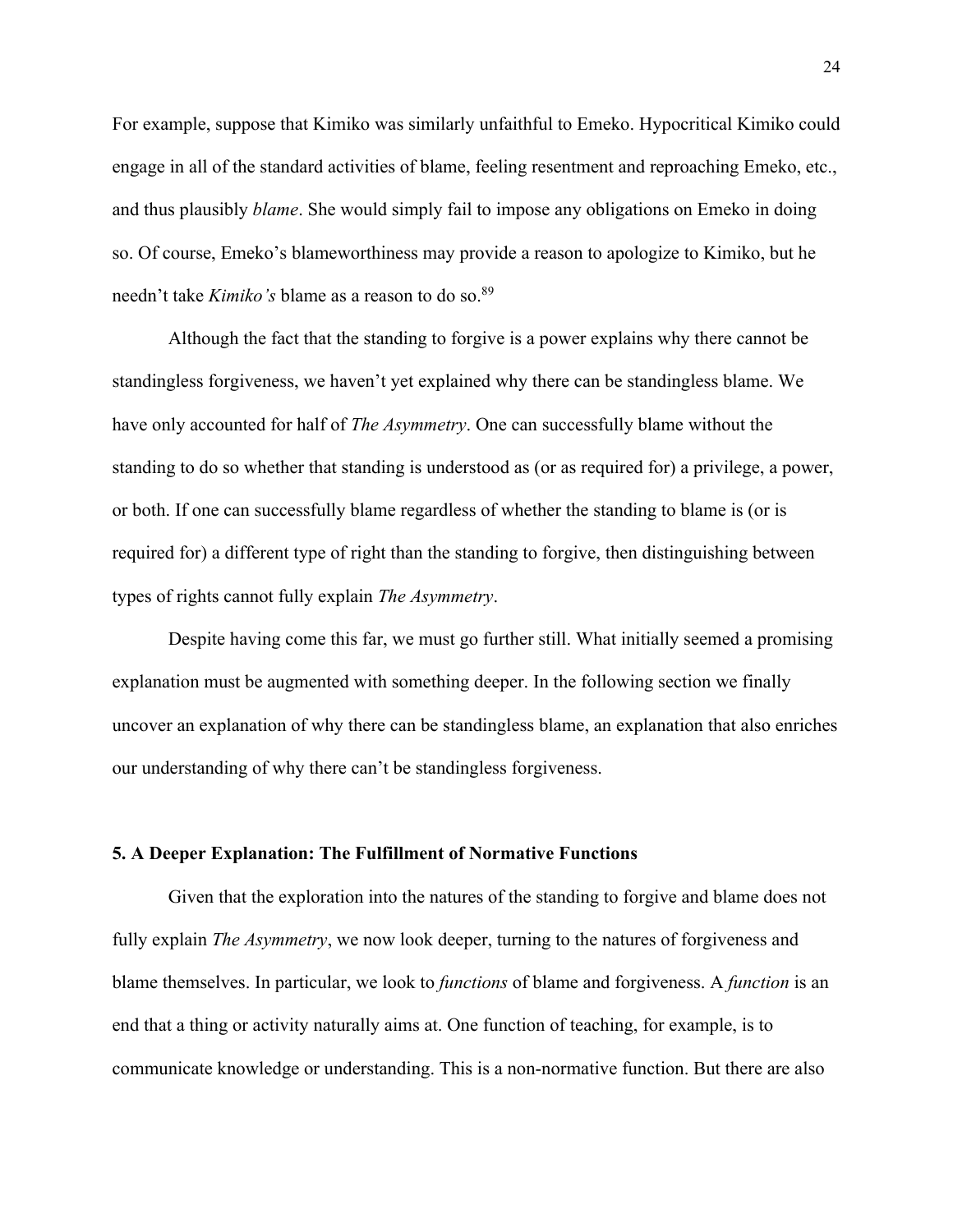For example, suppose that Kimiko was similarly unfaithful to Emeko. Hypocritical Kimiko could engage in all of the standard activities of blame, feeling resentment and reproaching Emeko, etc., and thus plausibly *blame*. She would simply fail to impose any obligations on Emeko in doing so. Of course, Emeko's blameworthiness may provide a reason to apologize to Kimiko, but he needn't take *Kimiko's* blame as a reason to do so.[89]

Although the fact that the standing to forgive is a power explains why there cannot be standingless forgiveness, we haven't yet explained why there can be standingless blame. We have only accounted for half of *The Asymmetry*. One can successfully blame without the standing to do so whether that standing is understood as (or as required for) a privilege, a power, or both. If one can successfully blame regardless of whether the standing to blame is (or is required for) a different type of right than the standing to forgive, then distinguishing between types of rights cannot fully explain *The Asymmetry*.

Despite having come this far, we must go further still. What initially seemed a promising explanation must be augmented with something deeper. In the following section we finally uncover an explanation of why there can be standingless blame, an explanation that also enriches our understanding of why there can't be standingless forgiveness.

## 5. A Deeper Explanation: The Fulfillment of Normative Functions

Given that the exploration into the natures of the standing to forgive and blame does not fully explain *The Asymmetry*, we now look deeper, turning to the natures of forgiveness and blame themselves. In particular, we look to *functions* of blame and forgiveness. A *function* is an end that a thing or activity naturally aims at. One function of teaching, for example, is to communicate knowledge or understanding. This is a non-normative function. But there are also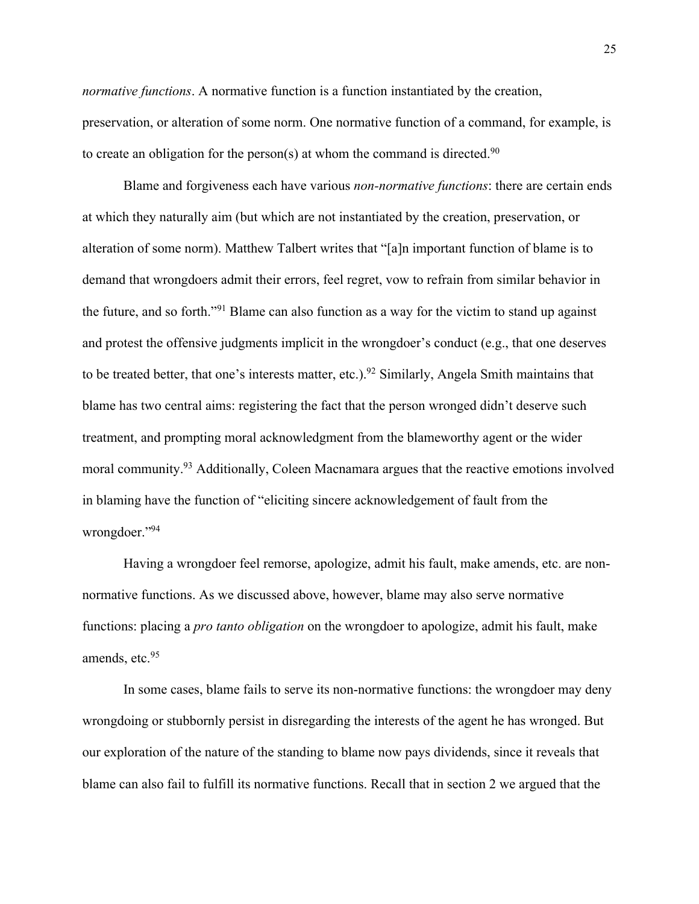*normative functions*. A normative function is a function instantiated by the creation, preservation, or alteration of some norm. One normative function of a command, for example, is to create an obligation for the person(s) at whom the command is directed.[90]

Blame and forgiveness each have various *non-normative functions*: there are certain ends at which they naturally aim (but which are not instantiated by the creation, preservation, or alteration of some norm). Matthew Talbert writes that "[a]n important function of blame is to demand that wrongdoers admit their errors, feel regret, vow to refrain from similar behavior in the future, and so forth."[91] Blame can also function as a way for the victim to stand up against and protest the offensive judgments implicit in the wrongdoer's conduct (e.g., that one deserves to be treated better, that one's interests matter, etc.).[92] Similarly, Angela Smith maintains that blame has two central aims: registering the fact that the person wronged didn't deserve such treatment, and prompting moral acknowledgment from the blameworthy agent or the wider moral community.[93] Additionally, Coleen Macnamara argues that the reactive emotions involved in blaming have the function of "eliciting sincere acknowledgement of fault from the wrongdoer."[94]

Having a wrongdoer feel remorse, apologize, admit his fault, make amends, etc. are non-normative functions. As we discussed above, however, blame may also serve normative functions: placing a *pro tanto obligation* on the wrongdoer to apologize, admit his fault, make amends, etc.[95]

In some cases, blame fails to serve its non-normative functions: the wrongdoer may deny wrongdoing or stubbornly persist in disregarding the interests of the agent he has wronged. But our exploration of the nature of the standing to blame now pays dividends, since it reveals that blame can also fail to fulfill its normative functions. Recall that in section 2 we argued that the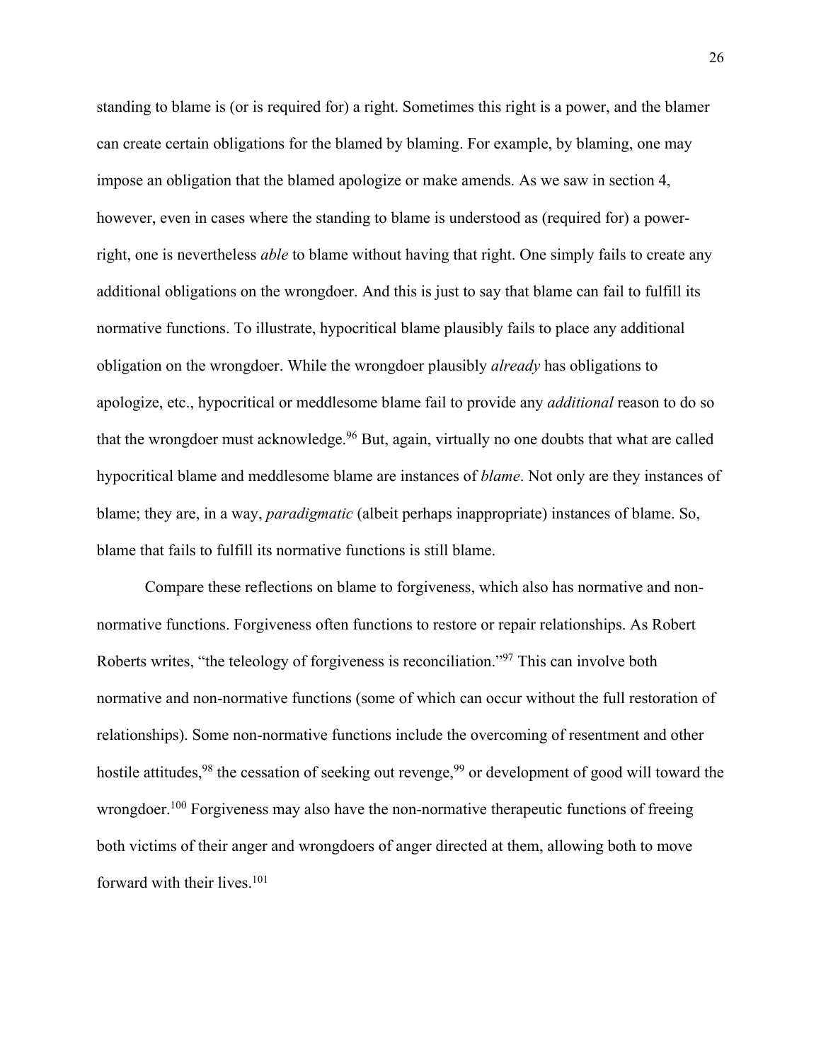standing to blame is (or is required for) a right. Sometimes this right is a power, and the blamer can create certain obligations for the blamed by blaming. For example, by blaming, one may impose an obligation that the blamed apologize or make amends. As we saw in section 4, however, even in cases where the standing to blame is understood as (required for) a power-right, one is nevertheless *able* to blame without having that right. One simply fails to create any additional obligations on the wrongdoer. And this is just to say that blame can fail to fulfill its normative functions. To illustrate, hypocritical blame plausibly fails to place any additional obligation on the wrongdoer. While the wrongdoer plausibly *already* has obligations to apologize, etc., hypocritical or meddlesome blame fail to provide any *additional* reason to do so that the wrongdoer must acknowledge.[96] But, again, virtually no one doubts that what are called hypocritical blame and meddlesome blame are instances of *blame*. Not only are they instances of blame; they are, in a way, *paradigmatic* (albeit perhaps inappropriate) instances of blame. So, blame that fails to fulfill its normative functions is still blame.

Compare these reflections on blame to forgiveness, which also has normative and non-normative functions. Forgiveness often functions to restore or repair relationships. As Robert Roberts writes, "the teleology of forgiveness is reconciliation."[97] This can involve both normative and non-normative functions (some of which can occur without the full restoration of relationships). Some non-normative functions include the overcoming of resentment and other hostile attitudes,[98] the cessation of seeking out revenge,[99] or development of good will toward the wrongdoer.[100] Forgiveness may also have the non-normative therapeutic functions of freeing both victims of their anger and wrongdoers of anger directed at them, allowing both to move forward with their lives.[101]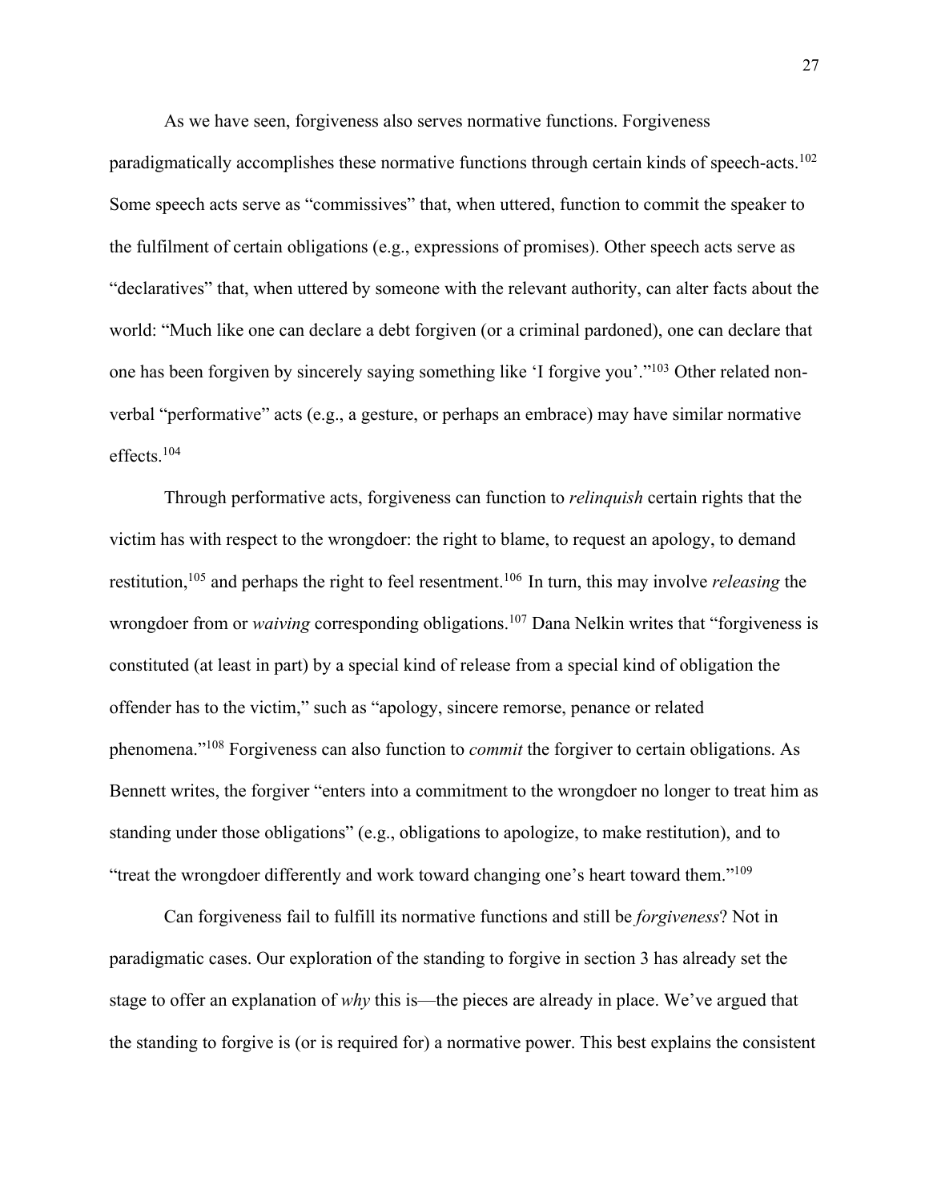As we have seen, forgiveness also serves normative functions. Forgiveness paradigmatically accomplishes these normative functions through certain kinds of speech-acts.[102] Some speech acts serve as "commissives" that, when uttered, function to commit the speaker to the fulfilment of certain obligations (e.g., expressions of promises). Other speech acts serve as "declaratives" that, when uttered by someone with the relevant authority, can alter facts about the world: "Much like one can declare a debt forgiven (or a criminal pardoned), one can declare that one has been forgiven by sincerely saying something like 'I forgive you'."[103] Other related non-verbal "performative" acts (e.g., a gesture, or perhaps an embrace) may have similar normative effects.[104]

Through performative acts, forgiveness can function to *relinquish* certain rights that the victim has with respect to the wrongdoer: the right to blame, to request an apology, to demand restitution,[105] and perhaps the right to feel resentment.[106] In turn, this may involve *releasing* the wrongdoer from or *waiving* corresponding obligations.[107] Dana Nelkin writes that "forgiveness is constituted (at least in part) by a special kind of release from a special kind of obligation the offender has to the victim," such as "apology, sincere remorse, penance or related phenomena."[108] Forgiveness can also function to *commit* the forgiver to certain obligations. As Bennett writes, the forgiver "enters into a commitment to the wrongdoer no longer to treat him as standing under those obligations" (e.g., obligations to apologize, to make restitution), and to "treat the wrongdoer differently and work toward changing one's heart toward them."[109]

Can forgiveness fail to fulfill its normative functions and still be *forgiveness*? Not in paradigmatic cases. Our exploration of the standing to forgive in section 3 has already set the stage to offer an explanation of *why* this is—the pieces are already in place. We've argued that the standing to forgive is (or is required for) a normative power. This best explains the consistent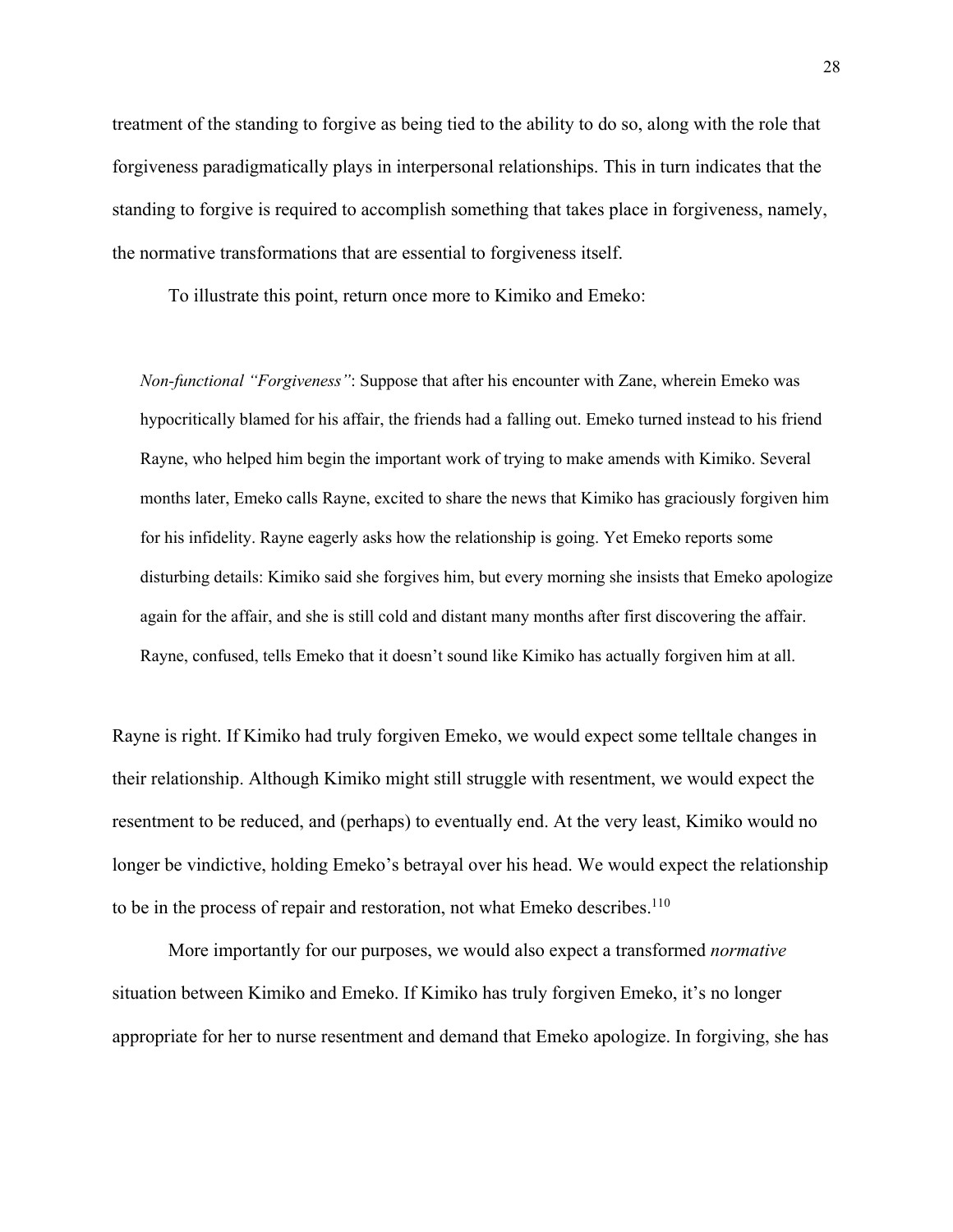treatment of the standing to forgive as being tied to the ability to do so, along with the role that forgiveness paradigmatically plays in interpersonal relationships. This in turn indicates that the standing to forgive is required to accomplish something that takes place in forgiveness, namely, the normative transformations that are essential to forgiveness itself.

To illustrate this point, return once more to Kimiko and Emeko:

> *Non-functional "Forgiveness"*: Suppose that after his encounter with Zane, wherein Emeko was hypocritically blamed for his affair, the friends had a falling out. Emeko turned instead to his friend Rayne, who helped him begin the important work of trying to make amends with Kimiko. Several months later, Emeko calls Rayne, excited to share the news that Kimiko has graciously forgiven him for his infidelity. Rayne eagerly asks how the relationship is going. Yet Emeko reports some disturbing details: Kimiko said she forgives him, but every morning she insists that Emeko apologize again for the affair, and she is still cold and distant many months after first discovering the affair. Rayne, confused, tells Emeko that it doesn't sound like Kimiko has actually forgiven him at all.

Rayne is right. If Kimiko had truly forgiven Emeko, we would expect some telltale changes in their relationship. Although Kimiko might still struggle with resentment, we would expect the resentment to be reduced, and (perhaps) to eventually end. At the very least, Kimiko would no longer be vindictive, holding Emeko's betrayal over his head. We would expect the relationship to be in the process of repair and restoration, not what Emeko describes.[110]

More importantly for our purposes, we would also expect a transformed *normative* situation between Kimiko and Emeko. If Kimiko has truly forgiven Emeko, it's no longer appropriate for her to nurse resentment and demand that Emeko apologize. In forgiving, she has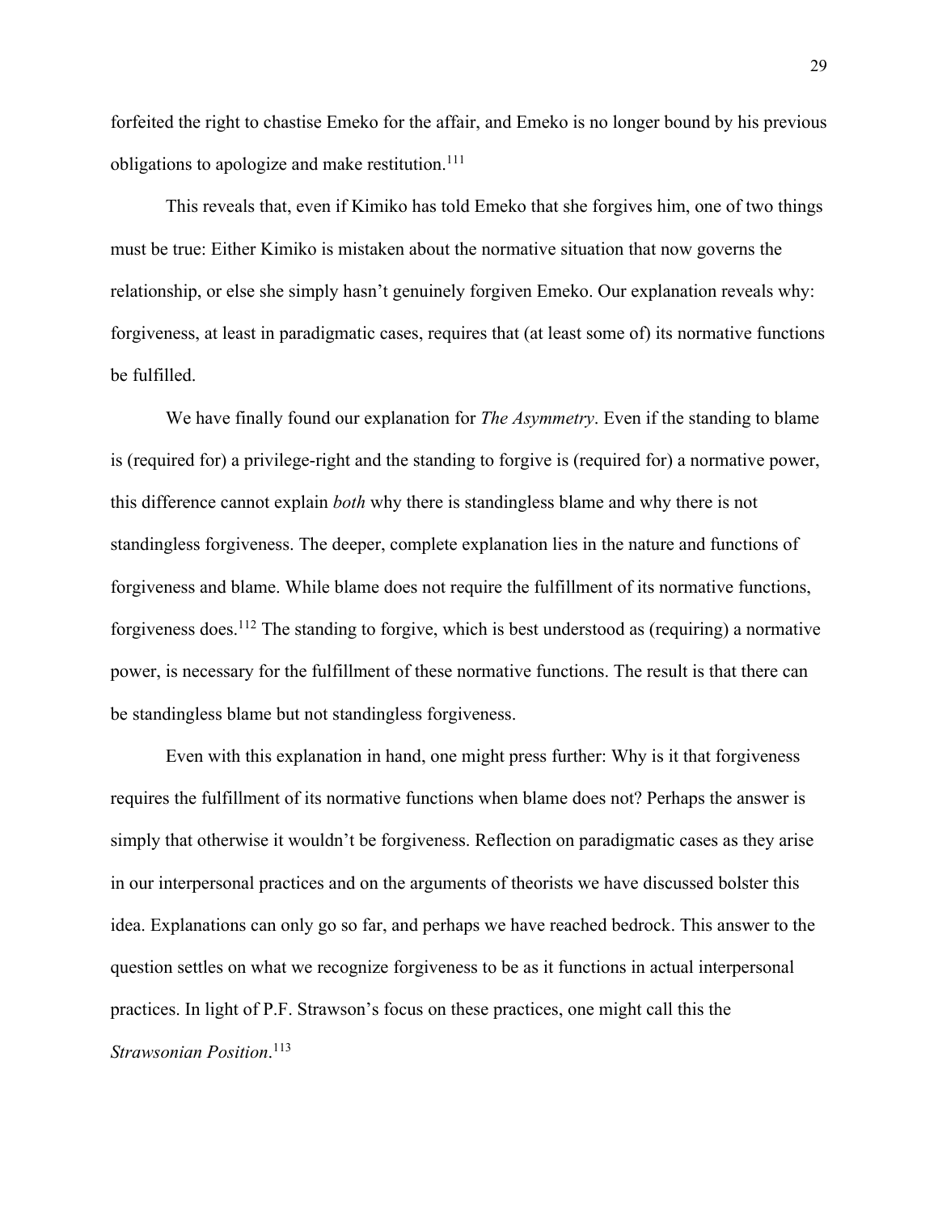forfeited the right to chastise Emeko for the affair, and Emeko is no longer bound by his previous obligations to apologize and make restitution.[111]

This reveals that, even if Kimiko has told Emeko that she forgives him, one of two things must be true: Either Kimiko is mistaken about the normative situation that now governs the relationship, or else she simply hasn't genuinely forgiven Emeko. Our explanation reveals why: forgiveness, at least in paradigmatic cases, requires that (at least some of) its normative functions be fulfilled.

We have finally found our explanation for *The Asymmetry*. Even if the standing to blame is (required for) a privilege-right and the standing to forgive is (required for) a normative power, this difference cannot explain *both* why there is standingless blame and why there is not standingless forgiveness. The deeper, complete explanation lies in the nature and functions of forgiveness and blame. While blame does not require the fulfillment of its normative functions, forgiveness does.[112] The standing to forgive, which is best understood as (requiring) a normative power, is necessary for the fulfillment of these normative functions. The result is that there can be standingless blame but not standingless forgiveness.

Even with this explanation in hand, one might press further: Why is it that forgiveness requires the fulfillment of its normative functions when blame does not? Perhaps the answer is simply that otherwise it wouldn't be forgiveness. Reflection on paradigmatic cases as they arise in our interpersonal practices and on the arguments of theorists we have discussed bolster this idea. Explanations can only go so far, and perhaps we have reached bedrock. This answer to the question settles on what we recognize forgiveness to be as it functions in actual interpersonal practices. In light of P.F. Strawson's focus on these practices, one might call this the *Strawsonian Position*.[113]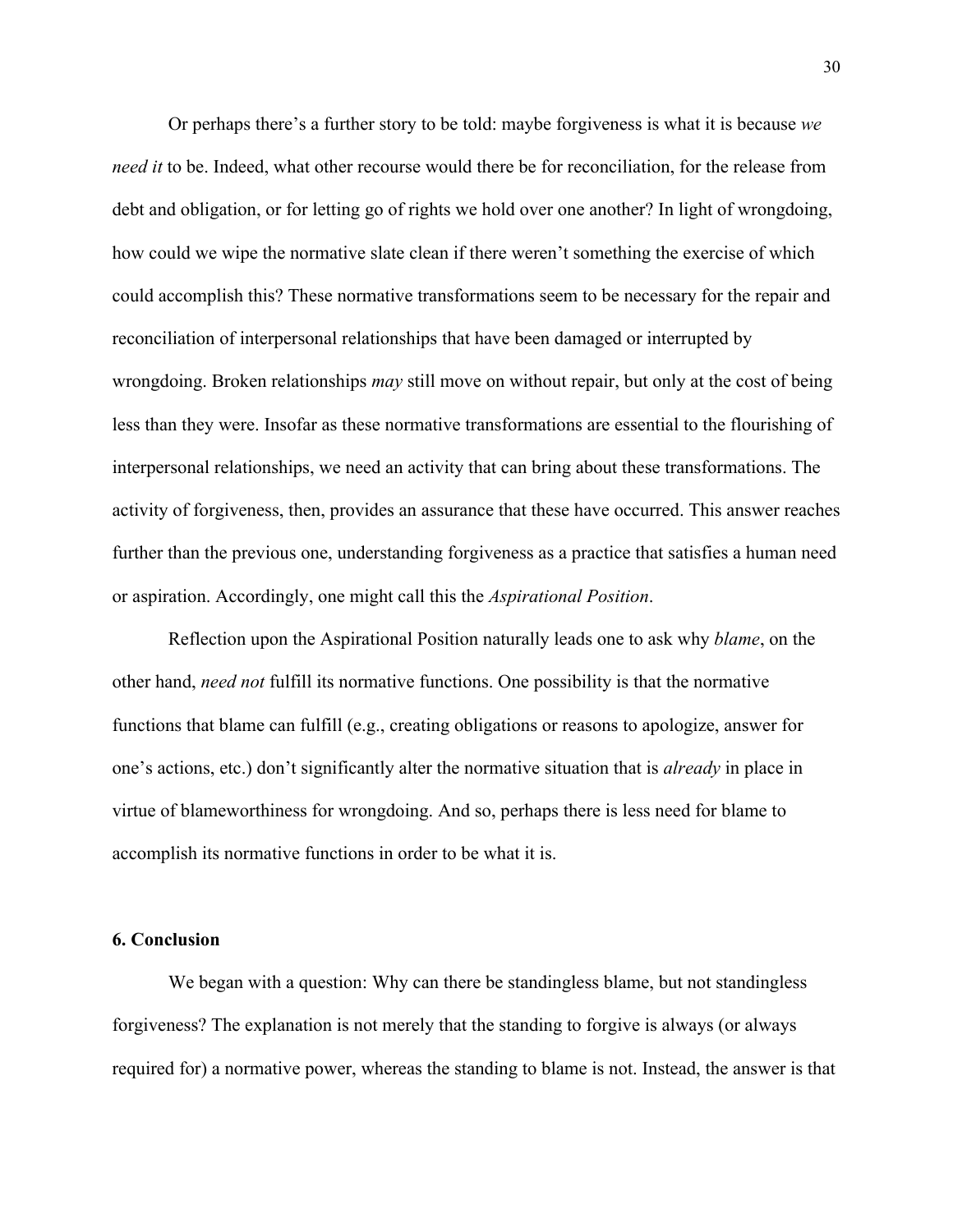Or perhaps there's a further story to be told: maybe forgiveness is what it is because *we need it* to be. Indeed, what other recourse would there be for reconciliation, for the release from debt and obligation, or for letting go of rights we hold over one another? In light of wrongdoing, how could we wipe the normative slate clean if there weren't something the exercise of which could accomplish this? These normative transformations seem to be necessary for the repair and reconciliation of interpersonal relationships that have been damaged or interrupted by wrongdoing. Broken relationships *may* still move on without repair, but only at the cost of being less than they were. Insofar as these normative transformations are essential to the flourishing of interpersonal relationships, we need an activity that can bring about these transformations. The activity of forgiveness, then, provides an assurance that these have occurred. This answer reaches further than the previous one, understanding forgiveness as a practice that satisfies a human need or aspiration. Accordingly, one might call this the *Aspirational Position*.

Reflection upon the Aspirational Position naturally leads one to ask why *blame*, on the other hand, *need not* fulfill its normative functions. One possibility is that the normative functions that blame can fulfill (e.g., creating obligations or reasons to apologize, answer for one's actions, etc.) don't significantly alter the normative situation that is *already* in place in virtue of blameworthiness for wrongdoing. And so, perhaps there is less need for blame to accomplish its normative functions in order to be what it is.

## 6. Conclusion

We began with a question: Why can there be standingless blame, but not standingless forgiveness? The explanation is not merely that the standing to forgive is always (or always required for) a normative power, whereas the standing to blame is not. Instead, the answer is that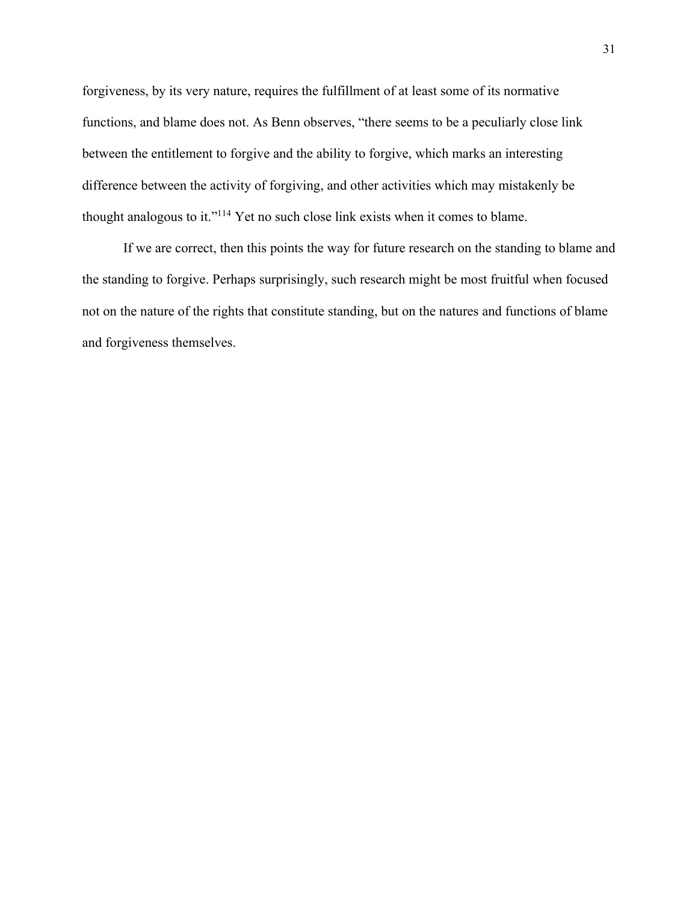forgiveness, by its very nature, requires the fulfillment of at least some of its normative functions, and blame does not. As Benn observes, "there seems to be a peculiarly close link between the entitlement to forgive and the ability to forgive, which marks an interesting difference between the activity of forgiving, and other activities which may mistakenly be thought analogous to it."[114] Yet no such close link exists when it comes to blame.

If we are correct, then this points the way for future research on the standing to blame and the standing to forgive. Perhaps surprisingly, such research might be most fruitful when focused not on the nature of the rights that constitute standing, but on the natures and functions of blame and forgiveness themselves.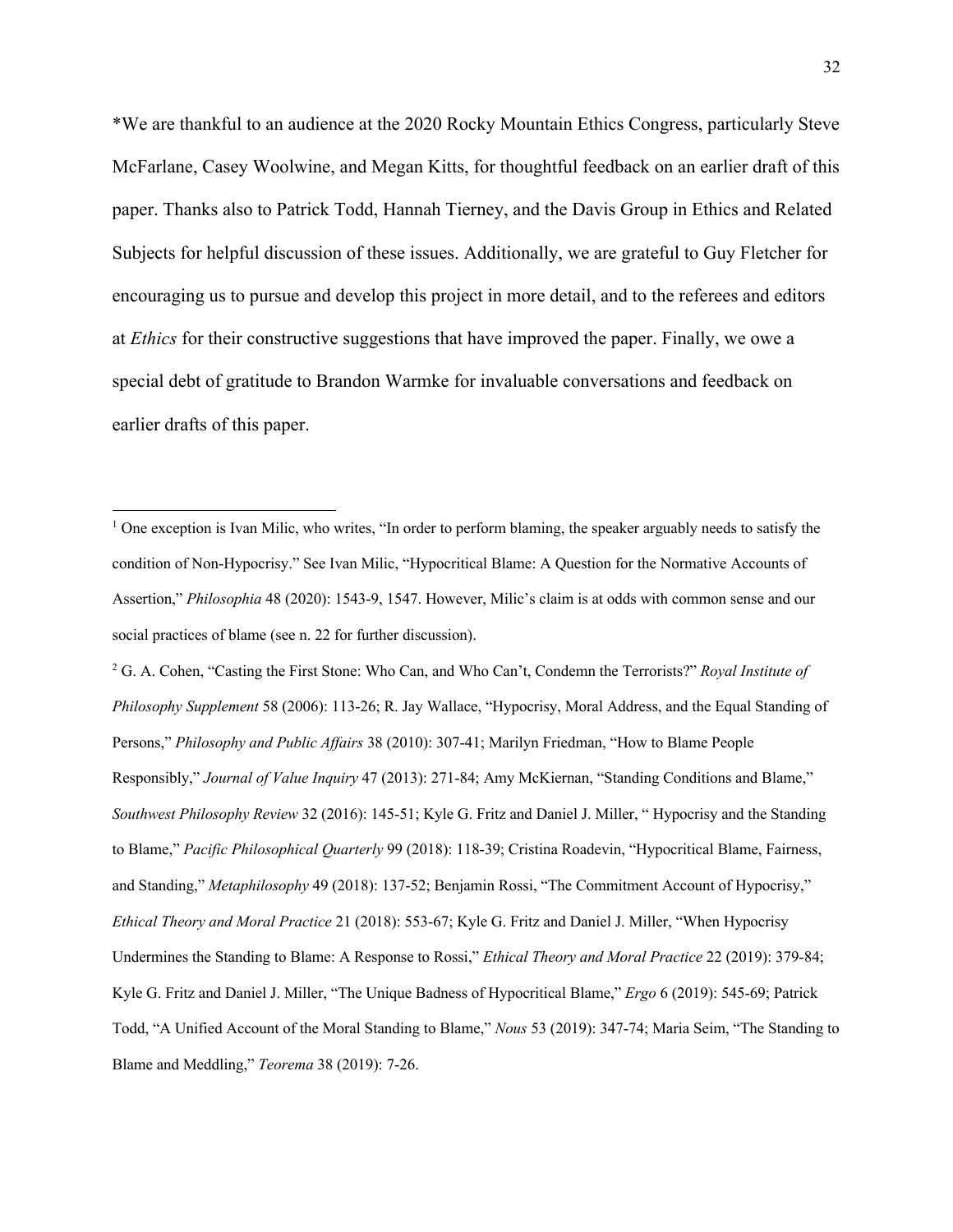*We are thankful to an audience at the 2020 Rocky Mountain Ethics Congress, particularly Steve McFarlane, Casey Woolwine, and Megan Kitts, for thoughtful feedback on an earlier draft of this paper. Thanks also to Patrick Todd, Hannah Tierney, and the Davis Group in Ethics and Related Subjects for helpful discussion of these issues. Additionally, we are grateful to Guy Fletcher for encouraging us to pursue and develop this project in more detail, and to the referees and editors at *Ethics* for their constructive suggestions that have improved the paper. Finally, we owe a special debt of gratitude to Brandon Warmke for invaluable conversations and feedback on earlier drafts of this paper.

---

[1] One exception is Ivan Milic, who writes, "In order to perform blaming, the speaker arguably needs to satisfy the condition of Non-Hypocrisy." See Ivan Milic, "Hypocritical Blame: A Question for the Normative Accounts of Assertion," *Philosophia* 48 (2020): 1543-9, 1547. However, Milic's claim is at odds with common sense and our social practices of blame (see n. 22 for further discussion).

[2] G. A. Cohen, "Casting the First Stone: Who Can, and Who Can't, Condemn the Terrorists?" *Royal Institute of Philosophy Supplement* 58 (2006): 113-26; R. Jay Wallace, "Hypocrisy, Moral Address, and the Equal Standing of Persons," *Philosophy and Public Affairs* 38 (2010): 307-41; Marilyn Friedman, "How to Blame People Responsibly," *Journal of Value Inquiry* 47 (2013): 271-84; Amy McKiernan, "Standing Conditions and Blame," *Southwest Philosophy Review* 32 (2016): 145-51; Kyle G. Fritz and Daniel J. Miller, " Hypocrisy and the Standing to Blame," *Pacific Philosophical Quarterly* 99 (2018): 118-39; Cristina Roadevin, "Hypocritical Blame, Fairness, and Standing," *Metaphilosophy* 49 (2018): 137-52; Benjamin Rossi, "The Commitment Account of Hypocrisy," *Ethical Theory and Moral Practice* 21 (2018): 553-67; Kyle G. Fritz and Daniel J. Miller, "When Hypocrisy Undermines the Standing to Blame: A Response to Rossi," *Ethical Theory and Moral Practice* 22 (2019): 379-84; Kyle G. Fritz and Daniel J. Miller, "The Unique Badness of Hypocritical Blame," *Ergo* 6 (2019): 545-69; Patrick Todd, "A Unified Account of the Moral Standing to Blame," *Nous* 53 (2019): 347-74; Maria Seim, "The Standing to Blame and Meddling," *Teorema* 38 (2019): 7-26.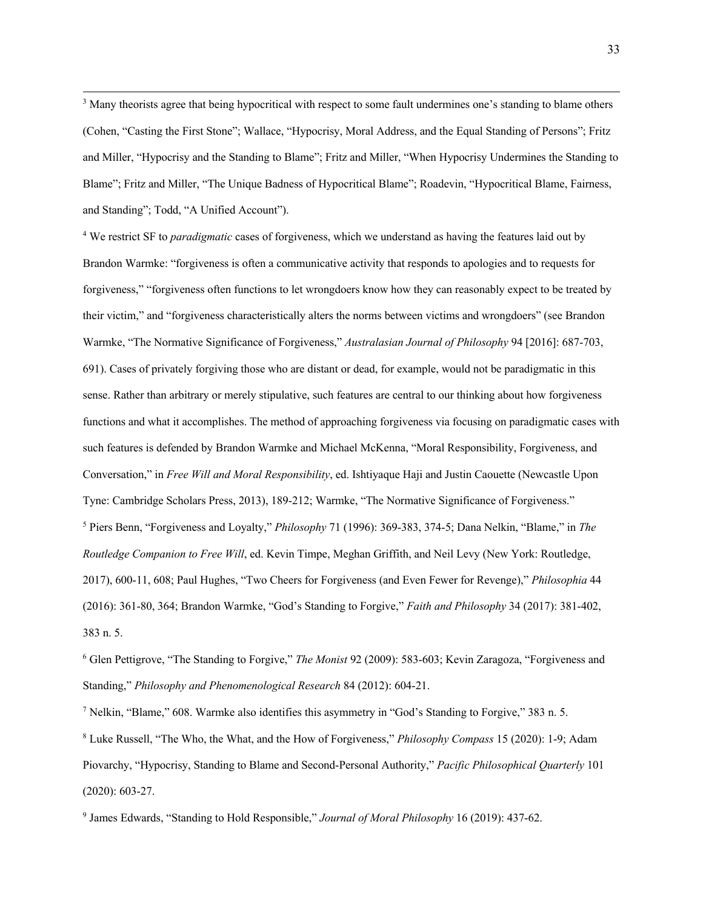[3] Many theorists agree that being hypocritical with respect to some fault undermines one's standing to blame others (Cohen, "Casting the First Stone"; Wallace, "Hypocrisy, Moral Address, and the Equal Standing of Persons"; Fritz and Miller, "Hypocrisy and the Standing to Blame"; Fritz and Miller, "When Hypocrisy Undermines the Standing to Blame"; Fritz and Miller, "The Unique Badness of Hypocritical Blame"; Roadevin, "Hypocritical Blame, Fairness, and Standing"; Todd, "A Unified Account").

[4] We restrict SF to *paradigmatic* cases of forgiveness, which we understand as having the features laid out by Brandon Warmke: "forgiveness is often a communicative activity that responds to apologies and to requests for forgiveness," "forgiveness often functions to let wrongdoers know how they can reasonably expect to be treated by their victim," and "forgiveness characteristically alters the norms between victims and wrongdoers" (see Brandon Warmke, "The Normative Significance of Forgiveness," *Australasian Journal of Philosophy* 94 [2016]: 687-703, 691). Cases of privately forgiving those who are distant or dead, for example, would not be paradigmatic in this sense. Rather than arbitrary or merely stipulative, such features are central to our thinking about how forgiveness functions and what it accomplishes. The method of approaching forgiveness via focusing on paradigmatic cases with such features is defended by Brandon Warmke and Michael McKenna, "Moral Responsibility, Forgiveness, and Conversation," in *Free Will and Moral Responsibility*, ed. Ishtiyaque Haji and Justin Caouette (Newcastle Upon Tyne: Cambridge Scholars Press, 2013), 189-212; Warmke, "The Normative Significance of Forgiveness."

[5] Piers Benn, "Forgiveness and Loyalty," *Philosophy* 71 (1996): 369-383, 374-5; Dana Nelkin, "Blame," in *The Routledge Companion to Free Will*, ed. Kevin Timpe, Meghan Griffith, and Neil Levy (New York: Routledge, 2017), 600-11, 608; Paul Hughes, "Two Cheers for Forgiveness (and Even Fewer for Revenge)," *Philosophia* 44 (2016): 361-80, 364; Brandon Warmke, "God's Standing to Forgive," *Faith and Philosophy* 34 (2017): 381-402, 383 n. 5.

[6] Glen Pettigrove, "The Standing to Forgive," *The Monist* 92 (2009): 583-603; Kevin Zaragoza, "Forgiveness and Standing," *Philosophy and Phenomenological Research* 84 (2012): 604-21.

[7] Nelkin, "Blame," 608. Warmke also identifies this asymmetry in "God's Standing to Forgive," 383 n. 5.

[8] Luke Russell, "The Who, the What, and the How of Forgiveness," *Philosophy Compass* 15 (2020): 1-9; Adam Piovarchy, "Hypocrisy, Standing to Blame and Second-Personal Authority," *Pacific Philosophical Quarterly* 101 (2020): 603-27.

[9] James Edwards, "Standing to Hold Responsible," *Journal of Moral Philosophy* 16 (2019): 437-62.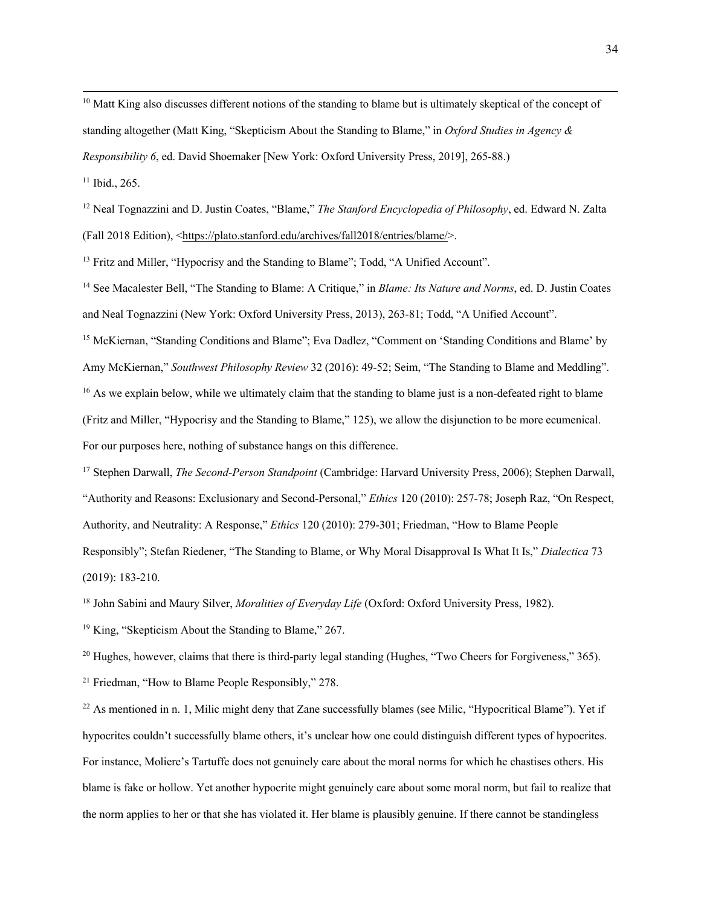[10] Matt King also discusses different notions of the standing to blame but is ultimately skeptical of the concept of standing altogether (Matt King, "Skepticism About the Standing to Blame," in *Oxford Studies in Agency & Responsibility 6*, ed. David Shoemaker [New York: Oxford University Press, 2019], 265-88.)

[11] Ibid., 265.

[12] Neal Tognazzini and D. Justin Coates, "Blame," *The Stanford Encyclopedia of Philosophy*, ed. Edward N. Zalta (Fall 2018 Edition), <https://plato.stanford.edu/archives/fall2018/entries/blame/>.

[13] Fritz and Miller, "Hypocrisy and the Standing to Blame"; Todd, "A Unified Account".

[14] See Macalester Bell, "The Standing to Blame: A Critique," in *Blame: Its Nature and Norms*, ed. D. Justin Coates and Neal Tognazzini (New York: Oxford University Press, 2013), 263-81; Todd, "A Unified Account".

[15] McKiernan, "Standing Conditions and Blame"; Eva Dadlez, "Comment on 'Standing Conditions and Blame' by Amy McKiernan," *Southwest Philosophy Review* 32 (2016): 49-52; Seim, "The Standing to Blame and Meddling".

[16] As we explain below, while we ultimately claim that the standing to blame just is a non-defeated right to blame (Fritz and Miller, "Hypocrisy and the Standing to Blame," 125), we allow the disjunction to be more ecumenical. For our purposes here, nothing of substance hangs on this difference.

[17] Stephen Darwall, *The Second-Person Standpoint* (Cambridge: Harvard University Press, 2006); Stephen Darwall, "Authority and Reasons: Exclusionary and Second-Personal," *Ethics* 120 (2010): 257-78; Joseph Raz, "On Respect, Authority, and Neutrality: A Response," *Ethics* 120 (2010): 279-301; Friedman, "How to Blame People Responsibly"; Stefan Riedener, "The Standing to Blame, or Why Moral Disapproval Is What It Is," *Dialectica* 73 (2019): 183-210.

[18] John Sabini and Maury Silver, *Moralities of Everyday Life* (Oxford: Oxford University Press, 1982).

[19] King, "Skepticism About the Standing to Blame," 267.

[20] Hughes, however, claims that there is third-party legal standing (Hughes, "Two Cheers for Forgiveness," 365).

[21] Friedman, "How to Blame People Responsibly," 278.

[22] As mentioned in n. 1, Milic might deny that Zane successfully blames (see Milic, "Hypocritical Blame"). Yet if hypocrites couldn't successfully blame others, it's unclear how one could distinguish different types of hypocrites. For instance, Moliere's Tartuffe does not genuinely care about the moral norms for which he chastises others. His blame is fake or hollow. Yet another hypocrite might genuinely care about some moral norm, but fail to realize that the norm applies to her or that she has violated it. Her blame is plausibly genuine. If there cannot be standingless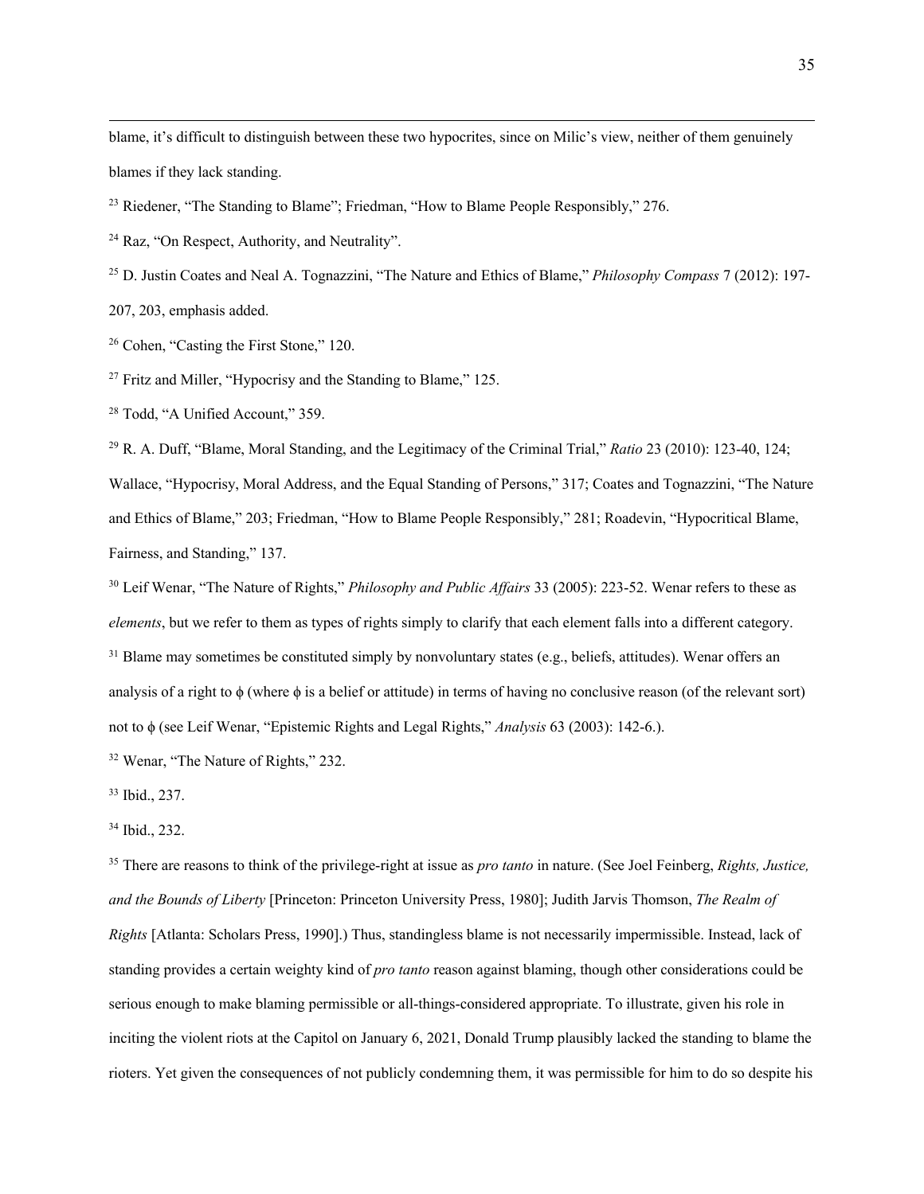blame, it's difficult to distinguish between these two hypocrites, since on Milic's view, neither of them genuinely blames if they lack standing.

[23] Riedener, "The Standing to Blame"; Friedman, "How to Blame People Responsibly," 276.

[24] Raz, "On Respect, Authority, and Neutrality".

[25] D. Justin Coates and Neal A. Tognazzini, "The Nature and Ethics of Blame," *Philosophy Compass* 7 (2012): 197-207, 203, emphasis added.

[26] Cohen, "Casting the First Stone," 120.

[27] Fritz and Miller, "Hypocrisy and the Standing to Blame," 125.

[28] Todd, "A Unified Account," 359.

[29] R. A. Duff, "Blame, Moral Standing, and the Legitimacy of the Criminal Trial," *Ratio* 23 (2010): 123-40, 124; Wallace, "Hypocrisy, Moral Address, and the Equal Standing of Persons," 317; Coates and Tognazzini, "The Nature and Ethics of Blame," 203; Friedman, "How to Blame People Responsibly," 281; Roadevin, "Hypocritical Blame, Fairness, and Standing," 137.

[30] Leif Wenar, "The Nature of Rights," *Philosophy and Public Affairs* 33 (2005): 223-52. Wenar refers to these as *elements*, but we refer to them as types of rights simply to clarify that each element falls into a different category.

[31] Blame may sometimes be constituted simply by nonvoluntary states (e.g., beliefs, attitudes). Wenar offers an analysis of a right to ϕ (where ϕ is a belief or attitude) in terms of having no conclusive reason (of the relevant sort) not to ϕ (see Leif Wenar, "Epistemic Rights and Legal Rights," *Analysis* 63 (2003): 142-6.).

[32] Wenar, "The Nature of Rights," 232.

[33] Ibid., 237.

[34] Ibid., 232.

[35] There are reasons to think of the privilege-right at issue as *pro tanto* in nature. (See Joel Feinberg, *Rights, Justice, and the Bounds of Liberty* [Princeton: Princeton University Press, 1980]; Judith Jarvis Thomson, *The Realm of Rights* [Atlanta: Scholars Press, 1990].) Thus, standingless blame is not necessarily impermissible. Instead, lack of standing provides a certain weighty kind of *pro tanto* reason against blaming, though other considerations could be serious enough to make blaming permissible or all-things-considered appropriate. To illustrate, given his role in inciting the violent riots at the Capitol on January 6, 2021, Donald Trump plausibly lacked the standing to blame the rioters. Yet given the consequences of not publicly condemning them, it was permissible for him to do so despite his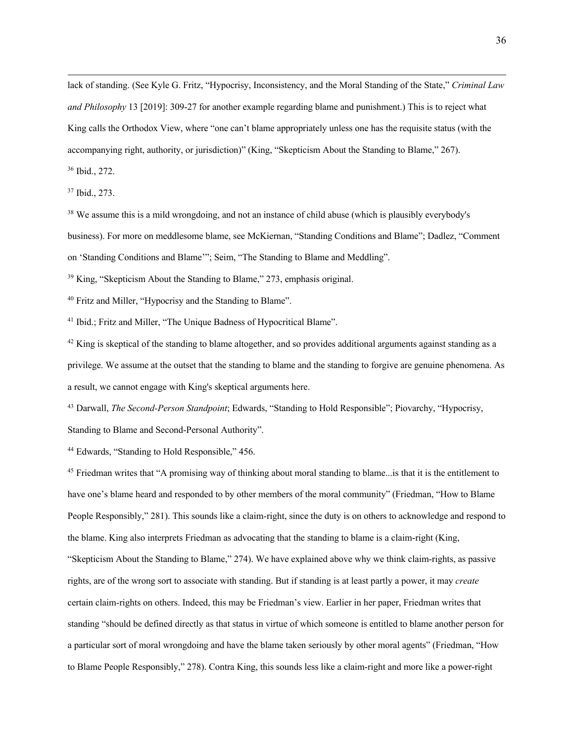lack of standing. (See Kyle G. Fritz, “Hypocrisy, Inconsistency, and the Moral Standing of the State,” *Criminal Law and Philosophy* 13 [2019]: 309-27 for another example regarding blame and punishment.) This is to reject what King calls the Orthodox View, where “one can’t blame appropriately unless one has the requisite status (with the accompanying right, authority, or jurisdiction)” (King, “Skepticism About the Standing to Blame,” 267).

[36] Ibid., 272.

[37] Ibid., 273.

[38] We assume this is a mild wrongdoing, and not an instance of child abuse (which is plausibly everybody's business). For more on meddlesome blame, see McKiernan, “Standing Conditions and Blame”; Dadlez, “Comment on ‘Standing Conditions and Blame’”; Seim, “The Standing to Blame and Meddling”.

[39] King, “Skepticism About the Standing to Blame,” 273, emphasis original.

[40] Fritz and Miller, “Hypocrisy and the Standing to Blame”.

[41] Ibid.; Fritz and Miller, “The Unique Badness of Hypocritical Blame”.

[42] King is skeptical of the standing to blame altogether, and so provides additional arguments against standing as a privilege. We assume at the outset that the standing to blame and the standing to forgive are genuine phenomena. As a result, we cannot engage with King's skeptical arguments here.

[43] Darwall, *The Second-Person Standpoint*; Edwards, “Standing to Hold Responsible”; Piovarchy, “Hypocrisy, Standing to Blame and Second-Personal Authority”.

[44] Edwards, “Standing to Hold Responsible,” 456.

[45] Friedman writes that “A promising way of thinking about moral standing to blame...is that it is the entitlement to have one’s blame heard and responded to by other members of the moral community” (Friedman, “How to Blame People Responsibly,” 281). This sounds like a claim-right, since the duty is on others to acknowledge and respond to the blame. King also interprets Friedman as advocating that the standing to blame is a claim-right (King, “Skepticism About the Standing to Blame,” 274). We have explained above why we think claim-rights, as passive rights, are of the wrong sort to associate with standing. But if standing is at least partly a power, it may *create* certain claim-rights on others. Indeed, this may be Friedman’s view. Earlier in her paper, Friedman writes that standing “should be defined directly as that status in virtue of which someone is entitled to blame another person for a particular sort of moral wrongdoing and have the blame taken seriously by other moral agents” (Friedman, “How to Blame People Responsibly,” 278). Contra King, this sounds less like a claim-right and more like a power-right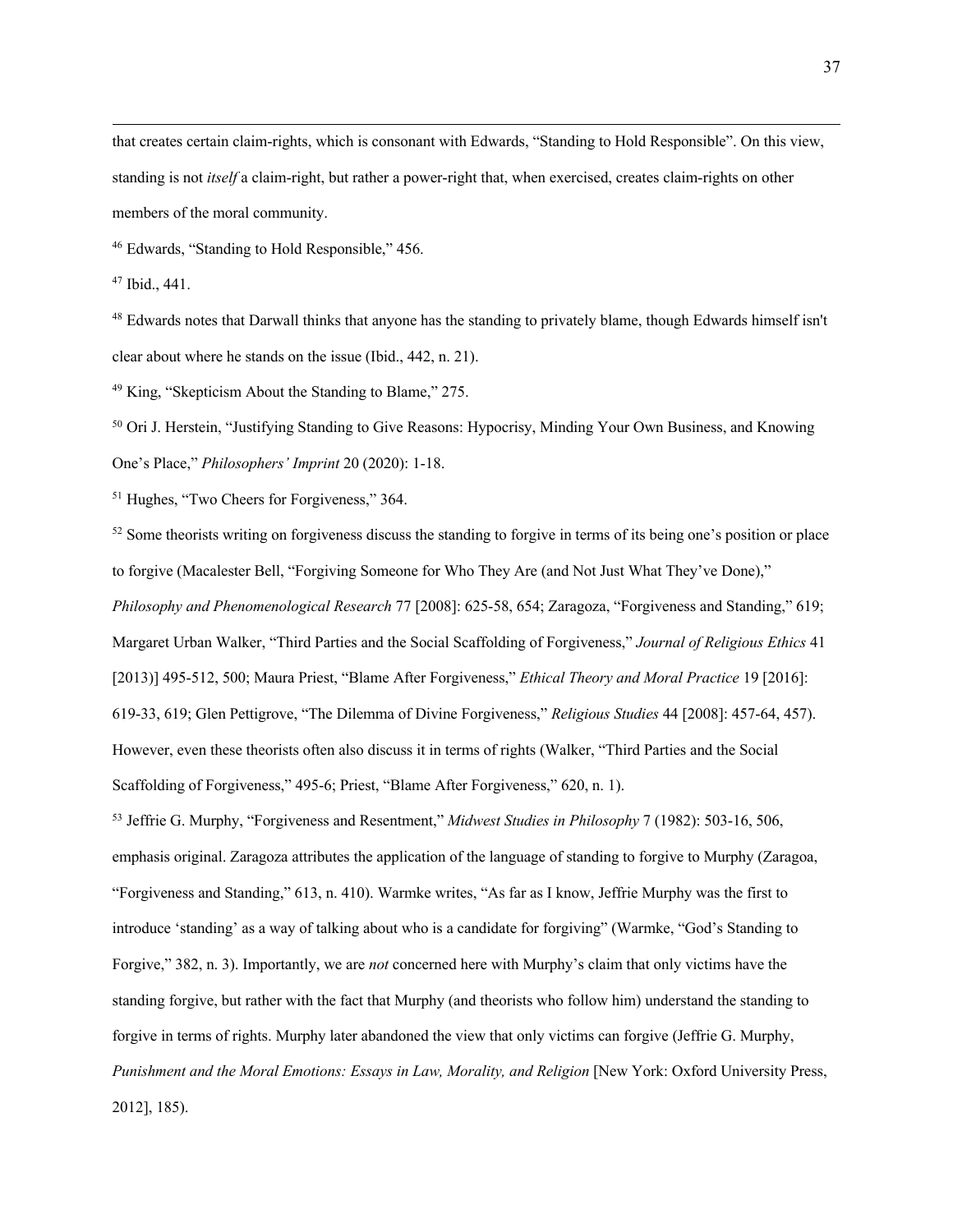that creates certain claim-rights, which is consonant with Edwards, "Standing to Hold Responsible". On this view, standing is not *itself* a claim-right, but rather a power-right that, when exercised, creates claim-rights on other members of the moral community.

[46] Edwards, "Standing to Hold Responsible," 456.

[47] Ibid., 441.

[48] Edwards notes that Darwall thinks that anyone has the standing to privately blame, though Edwards himself isn't clear about where he stands on the issue (Ibid., 442, n. 21).

[49] King, "Skepticism About the Standing to Blame," 275.

[50] Ori J. Herstein, "Justifying Standing to Give Reasons: Hypocrisy, Minding Your Own Business, and Knowing One's Place," *Philosophers' Imprint* 20 (2020): 1-18.

[51] Hughes, "Two Cheers for Forgiveness," 364.

[52] Some theorists writing on forgiveness discuss the standing to forgive in terms of its being one's position or place to forgive (Macalester Bell, "Forgiving Someone for Who They Are (and Not Just What They've Done)," *Philosophy and Phenomenological Research* 77 [2008]: 625-58, 654; Zaragoza, "Forgiveness and Standing," 619; Margaret Urban Walker, "Third Parties and the Social Scaffolding of Forgiveness," *Journal of Religious Ethics* 41 [2013)] 495-512, 500; Maura Priest, "Blame After Forgiveness," *Ethical Theory and Moral Practice* 19 [2016]: 619-33, 619; Glen Pettigrove, "The Dilemma of Divine Forgiveness," *Religious Studies* 44 [2008]: 457-64, 457). However, even these theorists often also discuss it in terms of rights (Walker, "Third Parties and the Social Scaffolding of Forgiveness," 495-6; Priest, "Blame After Forgiveness," 620, n. 1).

[53] Jeffrie G. Murphy, "Forgiveness and Resentment," *Midwest Studies in Philosophy* 7 (1982): 503-16, 506, emphasis original. Zaragoza attributes the application of the language of standing to forgive to Murphy (Zaragoa, "Forgiveness and Standing," 613, n. 410). Warmke writes, "As far as I know, Jeffrie Murphy was the first to introduce 'standing' as a way of talking about who is a candidate for forgiving" (Warmke, "God's Standing to Forgive," 382, n. 3). Importantly, we are *not* concerned here with Murphy's claim that only victims have the standing forgive, but rather with the fact that Murphy (and theorists who follow him) understand the standing to forgive in terms of rights. Murphy later abandoned the view that only victims can forgive (Jeffrie G. Murphy, *Punishment and the Moral Emotions: Essays in Law, Morality, and Religion* [New York: Oxford University Press, 2012], 185).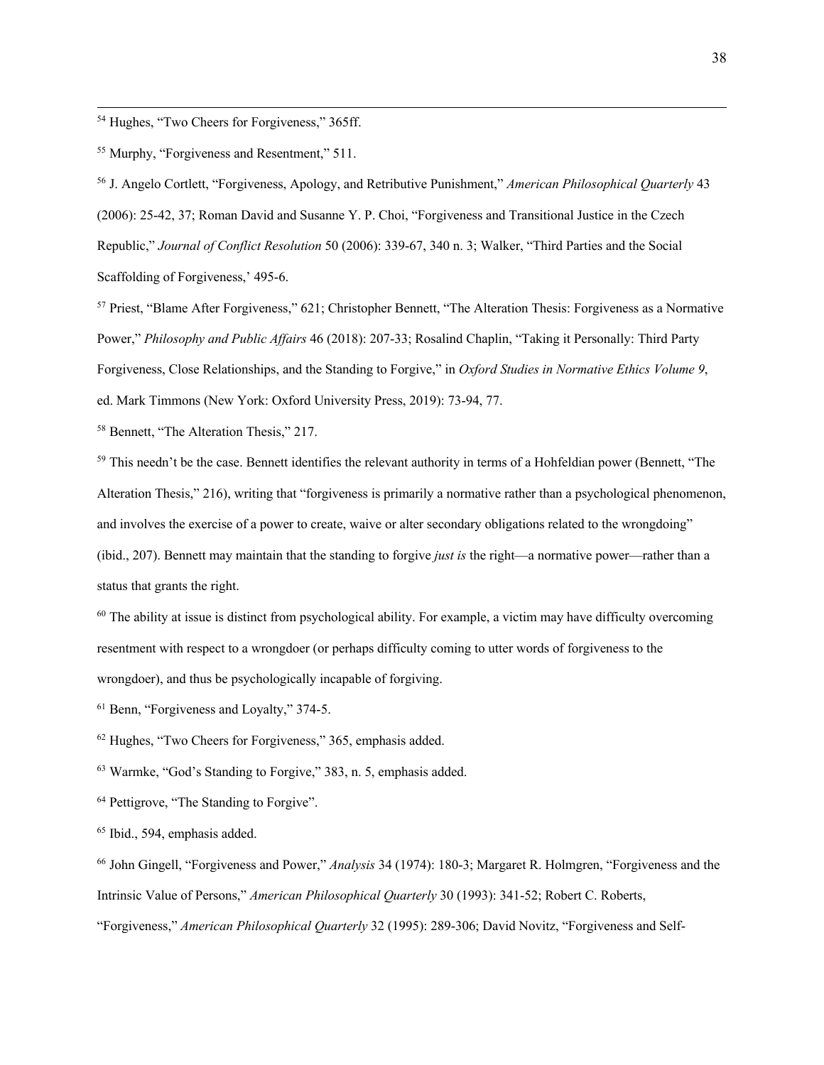[54] Hughes, "Two Cheers for Forgiveness," 365ff.

[55] Murphy, "Forgiveness and Resentment," 511.

[56] J. Angelo Cortlett, "Forgiveness, Apology, and Retributive Punishment," *American Philosophical Quarterly* 43 (2006): 25-42, 37; Roman David and Susanne Y. P. Choi, "Forgiveness and Transitional Justice in the Czech Republic," *Journal of Conflict Resolution* 50 (2006): 339-67, 340 n. 3; Walker, "Third Parties and the Social Scaffolding of Forgiveness,' 495-6.

[57] Priest, "Blame After Forgiveness," 621; Christopher Bennett, "The Alteration Thesis: Forgiveness as a Normative Power," *Philosophy and Public Affairs* 46 (2018): 207-33; Rosalind Chaplin, "Taking it Personally: Third Party Forgiveness, Close Relationships, and the Standing to Forgive," in *Oxford Studies in Normative Ethics Volume 9*, ed. Mark Timmons (New York: Oxford University Press, 2019): 73-94, 77.

[58] Bennett, "The Alteration Thesis," 217.

[59] This needn't be the case. Bennett identifies the relevant authority in terms of a Hohfeldian power (Bennett, "The Alteration Thesis," 216), writing that "forgiveness is primarily a normative rather than a psychological phenomenon, and involves the exercise of a power to create, waive or alter secondary obligations related to the wrongdoing" (ibid., 207). Bennett may maintain that the standing to forgive *just is* the right—a normative power—rather than a status that grants the right.

[60] The ability at issue is distinct from psychological ability. For example, a victim may have difficulty overcoming resentment with respect to a wrongdoer (or perhaps difficulty coming to utter words of forgiveness to the wrongdoer), and thus be psychologically incapable of forgiving.

[61] Benn, "Forgiveness and Loyalty," 374-5.

[62] Hughes, "Two Cheers for Forgiveness," 365, emphasis added.

[63] Warmke, "God's Standing to Forgive," 383, n. 5, emphasis added.

[64] Pettigrove, "The Standing to Forgive".

[65] Ibid., 594, emphasis added.

[66] John Gingell, "Forgiveness and Power," *Analysis* 34 (1974): 180-3; Margaret R. Holmgren, "Forgiveness and the Intrinsic Value of Persons," *American Philosophical Quarterly* 30 (1993): 341-52; Robert C. Roberts, "Forgiveness," *American Philosophical Quarterly* 32 (1995): 289-306; David Novitz, "Forgiveness and Self-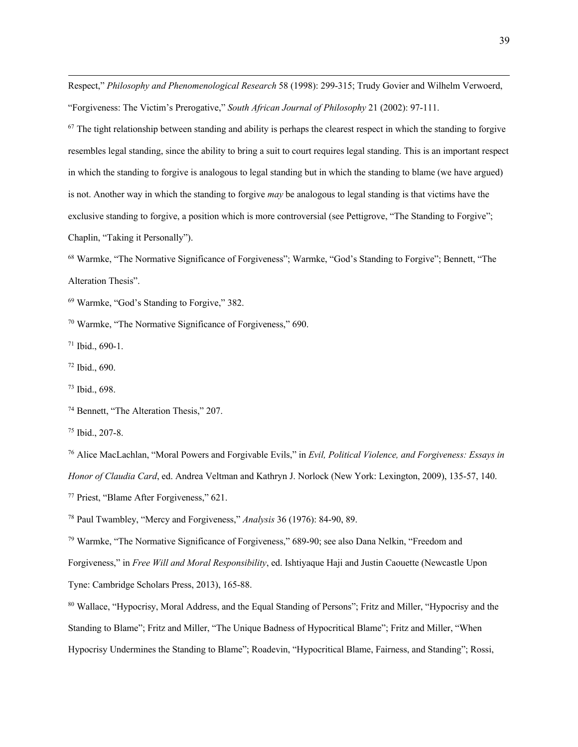Respect," *Philosophy and Phenomenological Research* 58 (1998): 299-315; Trudy Govier and Wilhelm Verwoerd, "Forgiveness: The Victim's Prerogative," *South African Journal of Philosophy* 21 (2002): 97-111.

[67] The tight relationship between standing and ability is perhaps the clearest respect in which the standing to forgive resembles legal standing, since the ability to bring a suit to court requires legal standing. This is an important respect in which the standing to forgive is analogous to legal standing but in which the standing to blame (we have argued) is not. Another way in which the standing to forgive *may* be analogous to legal standing is that victims have the exclusive standing to forgive, a position which is more controversial (see Pettigrove, "The Standing to Forgive"; Chaplin, "Taking it Personally").

[68] Warmke, "The Normative Significance of Forgiveness"; Warmke, "God's Standing to Forgive"; Bennett, "The Alteration Thesis".

[69] Warmke, "God's Standing to Forgive," 382.

[70] Warmke, "The Normative Significance of Forgiveness," 690.

[71] Ibid., 690-1.

[72] Ibid., 690.

[73] Ibid., 698.

[74] Bennett, "The Alteration Thesis," 207.

[75] Ibid., 207-8.

[76] Alice MacLachlan, "Moral Powers and Forgivable Evils," in *Evil, Political Violence, and Forgiveness: Essays in Honor of Claudia Card*, ed. Andrea Veltman and Kathryn J. Norlock (New York: Lexington, 2009), 135-57, 140.

[77] Priest, "Blame After Forgiveness," 621.

[78] Paul Twambley, "Mercy and Forgiveness," *Analysis* 36 (1976): 84-90, 89.

[79] Warmke, "The Normative Significance of Forgiveness," 689-90; see also Dana Nelkin, "Freedom and Forgiveness," in *Free Will and Moral Responsibility*, ed. Ishtiyaque Haji and Justin Caouette (Newcastle Upon Tyne: Cambridge Scholars Press, 2013), 165-88.

[80] Wallace, "Hypocrisy, Moral Address, and the Equal Standing of Persons"; Fritz and Miller, "Hypocrisy and the Standing to Blame"; Fritz and Miller, "The Unique Badness of Hypocritical Blame"; Fritz and Miller, "When Hypocrisy Undermines the Standing to Blame"; Roadevin, "Hypocritical Blame, Fairness, and Standing"; Rossi,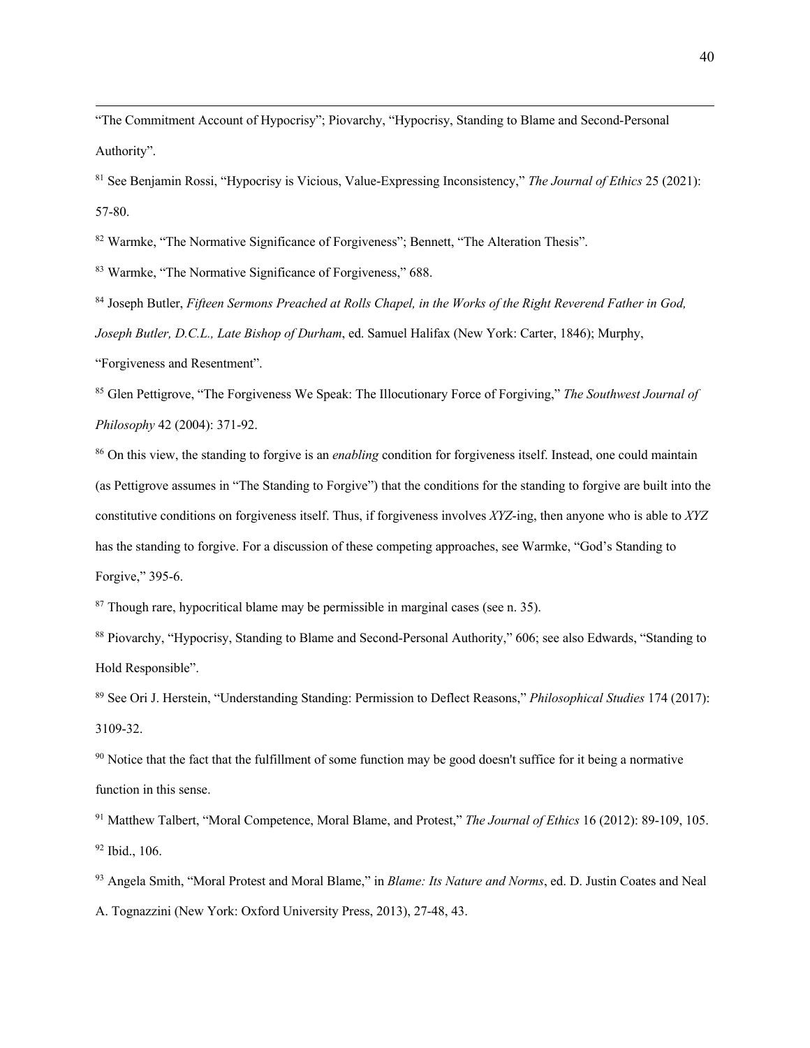"The Commitment Account of Hypocrisy"; Piovarchy, "Hypocrisy, Standing to Blame and Second-Personal Authority".

[81] See Benjamin Rossi, "Hypocrisy is Vicious, Value-Expressing Inconsistency," *The Journal of Ethics* 25 (2021): 57-80.

[82] Warmke, "The Normative Significance of Forgiveness"; Bennett, "The Alteration Thesis".

[83] Warmke, "The Normative Significance of Forgiveness," 688.

[84] Joseph Butler, *Fifteen Sermons Preached at Rolls Chapel, in the Works of the Right Reverend Father in God, Joseph Butler, D.C.L., Late Bishop of Durham*, ed. Samuel Halifax (New York: Carter, 1846); Murphy, "Forgiveness and Resentment".

[85] Glen Pettigrove, "The Forgiveness We Speak: The Illocutionary Force of Forgiving," *The Southwest Journal of Philosophy* 42 (2004): 371-92.

[86] On this view, the standing to forgive is an *enabling* condition for forgiveness itself. Instead, one could maintain (as Pettigrove assumes in "The Standing to Forgive") that the conditions for the standing to forgive are built into the constitutive conditions on forgiveness itself. Thus, if forgiveness involves *XYZ*-ing, then anyone who is able to *XYZ* has the standing to forgive. For a discussion of these competing approaches, see Warmke, "God's Standing to Forgive," 395-6.

[87] Though rare, hypocritical blame may be permissible in marginal cases (see n. 35).

[88] Piovarchy, "Hypocrisy, Standing to Blame and Second-Personal Authority," 606; see also Edwards, "Standing to Hold Responsible".

[89] See Ori J. Herstein, "Understanding Standing: Permission to Deflect Reasons," *Philosophical Studies* 174 (2017): 3109-32.

[90] Notice that the fact that the fulfillment of some function may be good doesn't suffice for it being a normative function in this sense.

[91] Matthew Talbert, "Moral Competence, Moral Blame, and Protest," *The Journal of Ethics* 16 (2012): 89-109, 105.

[92] Ibid., 106.

[93] Angela Smith, "Moral Protest and Moral Blame," in *Blame: Its Nature and Norms*, ed. D. Justin Coates and Neal A. Tognazzini (New York: Oxford University Press, 2013), 27-48, 43.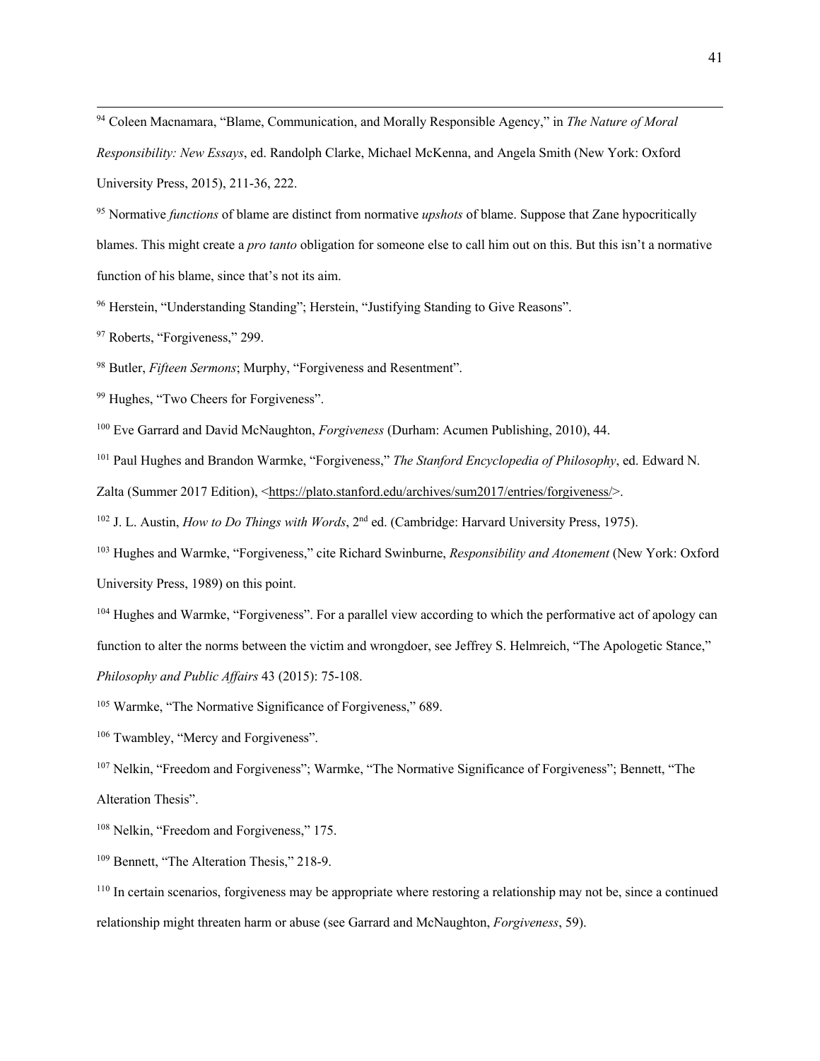[94] Coleen Macnamara, "Blame, Communication, and Morally Responsible Agency," in *The Nature of Moral Responsibility: New Essays*, ed. Randolph Clarke, Michael McKenna, and Angela Smith (New York: Oxford University Press, 2015), 211-36, 222.

[95] Normative *functions* of blame are distinct from normative *upshots* of blame. Suppose that Zane hypocritically blames. This might create a *pro tanto* obligation for someone else to call him out on this. But this isn't a normative function of his blame, since that's not its aim.

[96] Herstein, "Understanding Standing"; Herstein, "Justifying Standing to Give Reasons".

[97] Roberts, "Forgiveness," 299.

[98] Butler, *Fifteen Sermons*; Murphy, "Forgiveness and Resentment".

[99] Hughes, "Two Cheers for Forgiveness".

[100] Eve Garrard and David McNaughton, *Forgiveness* (Durham: Acumen Publishing, 2010), 44.

[101] Paul Hughes and Brandon Warmke, "Forgiveness," *The Stanford Encyclopedia of Philosophy*, ed. Edward N. Zalta (Summer 2017 Edition), <https://plato.stanford.edu/archives/sum2017/entries/forgiveness/>.

[102] J. L. Austin, *How to Do Things with Words*, 2nd ed. (Cambridge: Harvard University Press, 1975).

[103] Hughes and Warmke, "Forgiveness," cite Richard Swinburne, *Responsibility and Atonement* (New York: Oxford University Press, 1989) on this point.

[104] Hughes and Warmke, "Forgiveness". For a parallel view according to which the performative act of apology can function to alter the norms between the victim and wrongdoer, see Jeffrey S. Helmreich, "The Apologetic Stance," *Philosophy and Public Affairs* 43 (2015): 75-108.

[105] Warmke, "The Normative Significance of Forgiveness," 689.

[106] Twambley, "Mercy and Forgiveness".

[107] Nelkin, "Freedom and Forgiveness"; Warmke, "The Normative Significance of Forgiveness"; Bennett, "The Alteration Thesis".

[108] Nelkin, "Freedom and Forgiveness," 175.

[109] Bennett, "The Alteration Thesis," 218-9.

[110] In certain scenarios, forgiveness may be appropriate where restoring a relationship may not be, since a continued relationship might threaten harm or abuse (see Garrard and McNaughton, *Forgiveness*, 59).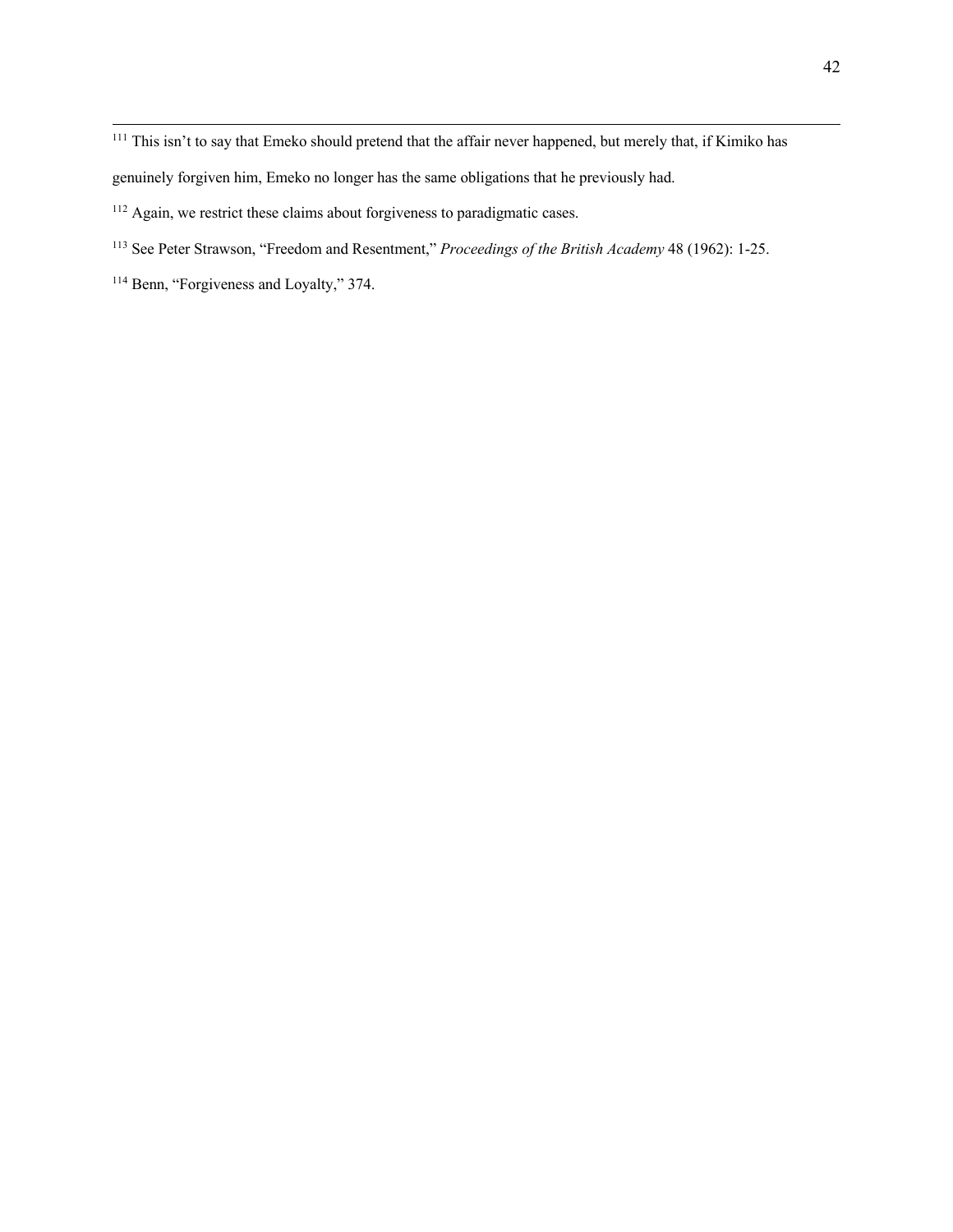[111] This isn't to say that Emeko should pretend that the affair never happened, but merely that, if Kimiko has genuinely forgiven him, Emeko no longer has the same obligations that he previously had.

[112] Again, we restrict these claims about forgiveness to paradigmatic cases.

[113] See Peter Strawson, "Freedom and Resentment," *Proceedings of the British Academy* 48 (1962): 1-25.

[114] Benn, "Forgiveness and Loyalty," 374.